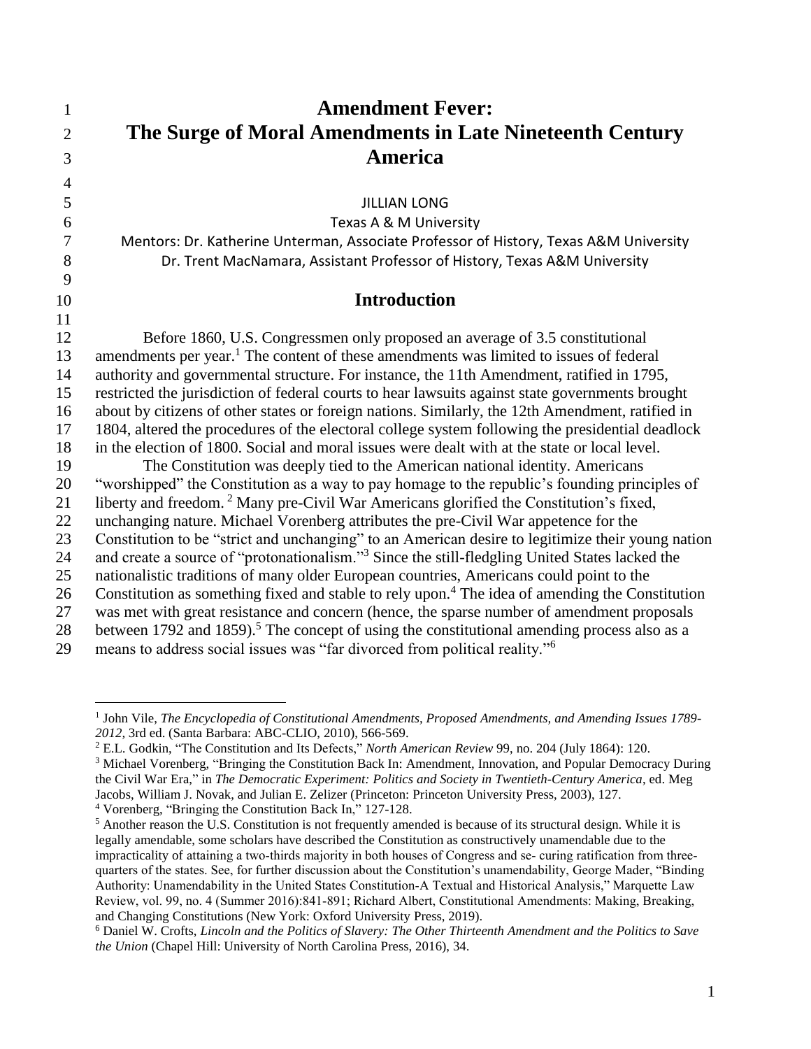# Amendment Fever: The Surge of Moral Amendments in Late Nineteenth Century America

JILLIAN LONG

Texas A & M University

Mentors: Dr. Katherine Unterman, Associate Professor of History, Texas A&M University

Dr. Trent MacNamara, Assistant Professor of History, Texas A&M University

## Introduction

Before 1860, U.S. Congressmen only proposed an average of 3.5 constitutional amendments per year.[1] The content of these amendments was limited to issues of federal authority and governmental structure. For instance, the 11th Amendment, ratified in 1795, restricted the jurisdiction of federal courts to hear lawsuits against state governments brought about by citizens of other states or foreign nations. Similarly, the 12th Amendment, ratified in 1804, altered the procedures of the electoral college system following the presidential deadlock in the election of 1800. Social and moral issues were dealt with at the state or local level.

The Constitution was deeply tied to the American national identity. Americans "worshipped" the Constitution as a way to pay homage to the republic's founding principles of liberty and freedom.[2] Many pre-Civil War Americans glorified the Constitution's fixed, unchanging nature. Michael Vorenberg attributes the pre-Civil War appetence for the Constitution to be "strict and unchanging" to an American desire to legitimize their young nation and create a source of "protonationalism."[3] Since the still-fledgling United States lacked the nationalistic traditions of many older European countries, Americans could point to the Constitution as something fixed and stable to rely upon.[4] The idea of amending the Constitution was met with great resistance and concern (hence, the sparse number of amendment proposals between 1792 and 1859).[5] The concept of using the constitutional amending process also as a means to address social issues was "far divorced from political reality."[6]

---

[1] John Vile, *The Encyclopedia of Constitutional Amendments, Proposed Amendments, and Amending Issues 1789-2012,* 3rd ed. (Santa Barbara: ABC-CLIO, 2010), 566-569.

[2] E.L. Godkin, "The Constitution and Its Defects," *North American Review* 99, no. 204 (July 1864): 120.

[3] Michael Vorenberg, "Bringing the Constitution Back In: Amendment, Innovation, and Popular Democracy During the Civil War Era," in *The Democratic Experiment: Politics and Society in Twentieth-Century America*, ed. Meg Jacobs, William J. Novak, and Julian E. Zelizer (Princeton: Princeton University Press, 2003), 127.

[4] Vorenberg, "Bringing the Constitution Back In," 127-128.

[5] Another reason the U.S. Constitution is not frequently amended is because of its structural design. While it is legally amendable, some scholars have described the Constitution as constructively unamendable due to the impracticality of attaining a two-thirds majority in both houses of Congress and se- curing ratification from three-quarters of the states. See, for further discussion about the Constitution's unamendability, George Mader, "Binding Authority: Unamendability in the United States Constitution-A Textual and Historical Analysis," Marquette Law Review, vol. 99, no. 4 (Summer 2016):841-891; Richard Albert, Constitutional Amendments: Making, Breaking, and Changing Constitutions (New York: Oxford University Press, 2019).

[6] Daniel W. Crofts, *Lincoln and the Politics of Slavery: The Other Thirteenth Amendment and the Politics to Save the Union* (Chapel Hill: University of North Carolina Press, 2016), 34.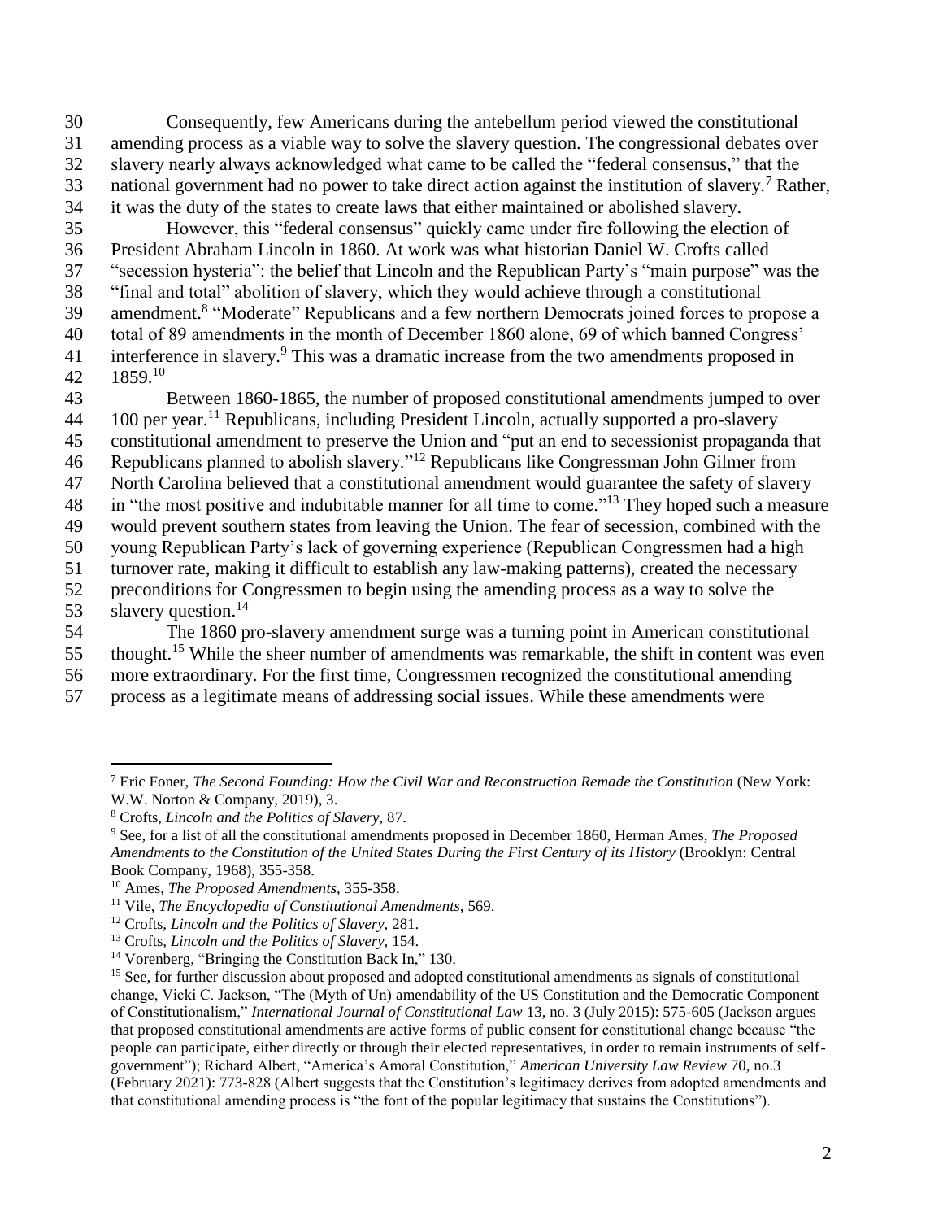Consequently, few Americans during the antebellum period viewed the constitutional amending process as a viable way to solve the slavery question. The congressional debates over slavery nearly always acknowledged what came to be called the "federal consensus," that the national government had no power to take direct action against the institution of slavery.[7] Rather, it was the duty of the states to create laws that either maintained or abolished slavery.

However, this "federal consensus" quickly came under fire following the election of President Abraham Lincoln in 1860. At work was what historian Daniel W. Crofts called "secession hysteria": the belief that Lincoln and the Republican Party's "main purpose" was the "final and total" abolition of slavery, which they would achieve through a constitutional amendment.[8] "Moderate" Republicans and a few northern Democrats joined forces to propose a total of 89 amendments in the month of December 1860 alone, 69 of which banned Congress' interference in slavery.[9] This was a dramatic increase from the two amendments proposed in 1859.[10]

Between 1860-1865, the number of proposed constitutional amendments jumped to over 100 per year.[11] Republicans, including President Lincoln, actually supported a pro-slavery constitutional amendment to preserve the Union and "put an end to secessionist propaganda that Republicans planned to abolish slavery."[12] Republicans like Congressman John Gilmer from North Carolina believed that a constitutional amendment would guarantee the safety of slavery in "the most positive and indubitable manner for all time to come."[13] They hoped such a measure would prevent southern states from leaving the Union. The fear of secession, combined with the young Republican Party's lack of governing experience (Republican Congressmen had a high turnover rate, making it difficult to establish any law-making patterns), created the necessary preconditions for Congressmen to begin using the amending process as a way to solve the slavery question.[14]

The 1860 pro-slavery amendment surge was a turning point in American constitutional thought.[15] While the sheer number of amendments was remarkable, the shift in content was even more extraordinary. For the first time, Congressmen recognized the constitutional amending process as a legitimate means of addressing social issues. While these amendments were

---

[7] Eric Foner, *The Second Founding: How the Civil War and Reconstruction Remade the Constitution* (New York: W.W. Norton & Company, 2019), 3.

[8] Crofts, *Lincoln and the Politics of Slavery,* 87.

[9] See, for a list of all the constitutional amendments proposed in December 1860, Herman Ames, *The Proposed Amendments to the Constitution of the United States During the First Century of its History* (Brooklyn: Central Book Company, 1968), 355-358.

[10] Ames, *The Proposed Amendments,* 355-358.

[11] Vile, *The Encyclopedia of Constitutional Amendments,* 569.

[12] Crofts, *Lincoln and the Politics of Slavery,* 281.

[13] Crofts, *Lincoln and the Politics of Slavery,* 154.

[14] Vorenberg, "Bringing the Constitution Back In," 130.

[15] See, for further discussion about proposed and adopted constitutional amendments as signals of constitutional change, Vicki C. Jackson, "The (Myth of Un) amendability of the US Constitution and the Democratic Component of Constitutionalism," *International Journal of Constitutional Law* 13, no. 3 (July 2015): 575-605 (Jackson argues that proposed constitutional amendments are active forms of public consent for constitutional change because "the people can participate, either directly or through their elected representatives, in order to remain instruments of self-government"); Richard Albert, "America's Amoral Constitution," *American University Law Review* 70, no.3 (February 2021): 773-828 (Albert suggests that the Constitution's legitimacy derives from adopted amendments and that constitutional amending process is "the font of the popular legitimacy that sustains the Constitutions").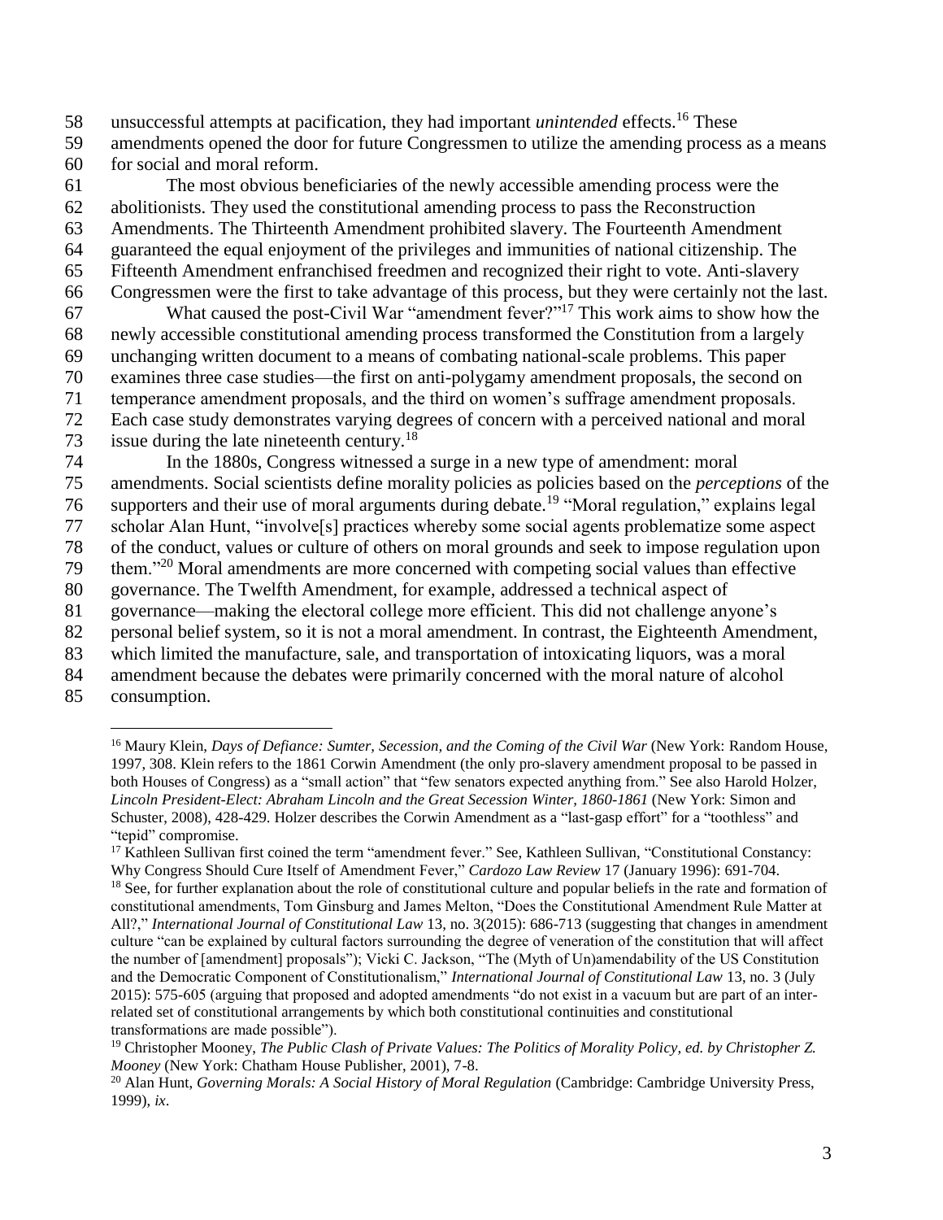unsuccessful attempts at pacification, they had important *unintended* effects.[16] These amendments opened the door for future Congressmen to utilize the amending process as a means for social and moral reform.

The most obvious beneficiaries of the newly accessible amending process were the abolitionists. They used the constitutional amending process to pass the Reconstruction Amendments. The Thirteenth Amendment prohibited slavery. The Fourteenth Amendment guaranteed the equal enjoyment of the privileges and immunities of national citizenship. The Fifteenth Amendment enfranchised freedmen and recognized their right to vote. Anti-slavery Congressmen were the first to take advantage of this process, but they were certainly not the last.

What caused the post-Civil War "amendment fever?"[17] This work aims to show how the newly accessible constitutional amending process transformed the Constitution from a largely unchanging written document to a means of combating national-scale problems. This paper examines three case studies—the first on anti-polygamy amendment proposals, the second on temperance amendment proposals, and the third on women's suffrage amendment proposals. Each case study demonstrates varying degrees of concern with a perceived national and moral issue during the late nineteenth century.[18]

In the 1880s, Congress witnessed a surge in a new type of amendment: moral amendments. Social scientists define morality policies as policies based on the *perceptions* of the supporters and their use of moral arguments during debate.[19] "Moral regulation," explains legal scholar Alan Hunt, "involve[s] practices whereby some social agents problematize some aspect of the conduct, values or culture of others on moral grounds and seek to impose regulation upon them."[20] Moral amendments are more concerned with competing social values than effective governance. The Twelfth Amendment, for example, addressed a technical aspect of governance—making the electoral college more efficient. This did not challenge anyone's personal belief system, so it is not a moral amendment. In contrast, the Eighteenth Amendment, which limited the manufacture, sale, and transportation of intoxicating liquors, was a moral amendment because the debates were primarily concerned with the moral nature of alcohol consumption.

---

[16] Maury Klein, *Days of Defiance: Sumter, Secession, and the Coming of the Civil War* (New York: Random House, 1997, 308. Klein refers to the 1861 Corwin Amendment (the only pro-slavery amendment proposal to be passed in both Houses of Congress) as a "small action" that "few senators expected anything from." See also Harold Holzer, *Lincoln President-Elect: Abraham Lincoln and the Great Secession Winter, 1860-1861* (New York: Simon and Schuster, 2008), 428-429. Holzer describes the Corwin Amendment as a "last-gasp effort" for a "toothless" and "tepid" compromise.

[17] Kathleen Sullivan first coined the term "amendment fever." See, Kathleen Sullivan, "Constitutional Constancy: Why Congress Should Cure Itself of Amendment Fever," *Cardozo Law Review* 17 (January 1996): 691-704.

[18] See, for further explanation about the role of constitutional culture and popular beliefs in the rate and formation of constitutional amendments, Tom Ginsburg and James Melton, "Does the Constitutional Amendment Rule Matter at All?," *International Journal of Constitutional Law* 13, no. 3(2015): 686-713 (suggesting that changes in amendment culture "can be explained by cultural factors surrounding the degree of veneration of the constitution that will affect the number of [amendment] proposals"); Vicki C. Jackson, "The (Myth of Un)amendability of the US Constitution and the Democratic Component of Constitutionalism," *International Journal of Constitutional Law* 13, no. 3 (July 2015): 575-605 (arguing that proposed and adopted amendments "do not exist in a vacuum but are part of an inter-related set of constitutional arrangements by which both constitutional continuities and constitutional transformations are made possible").

[19] Christopher Mooney, *The Public Clash of Private Values: The Politics of Morality Policy, ed. by Christopher Z. Mooney* (New York: Chatham House Publisher, 2001), 7-8.

[20] Alan Hunt, *Governing Morals: A Social History of Moral Regulation* (Cambridge: Cambridge University Press, 1999), *ix*.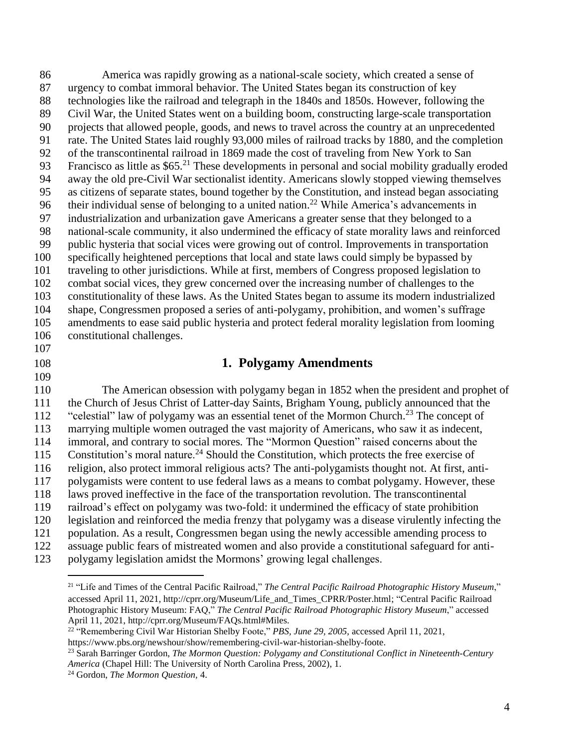America was rapidly growing as a national-scale society, which created a sense of urgency to combat immoral behavior. The United States began its construction of key technologies like the railroad and telegraph in the 1840s and 1850s. However, following the Civil War, the United States went on a building boom, constructing large-scale transportation projects that allowed people, goods, and news to travel across the country at an unprecedented rate. The United States laid roughly 93,000 miles of railroad tracks by 1880, and the completion of the transcontinental railroad in 1869 made the cost of traveling from New York to San Francisco as little as $65.[21] These developments in personal and social mobility gradually eroded away the old pre-Civil War sectionalist identity. Americans slowly stopped viewing themselves as citizens of separate states, bound together by the Constitution, and instead began associating their individual sense of belonging to a united nation.[22] While America's advancements in industrialization and urbanization gave Americans a greater sense that they belonged to a national-scale community, it also undermined the efficacy of state morality laws and reinforced public hysteria that social vices were growing out of control. Improvements in transportation specifically heightened perceptions that local and state laws could simply be bypassed by traveling to other jurisdictions. While at first, members of Congress proposed legislation to combat social vices, they grew concerned over the increasing number of challenges to the constitutionality of these laws. As the United States began to assume its modern industrialized shape, Congressmen proposed a series of anti-polygamy, prohibition, and women's suffrage amendments to ease said public hysteria and protect federal morality legislation from looming constitutional challenges.

## 1. Polygamy Amendments

The American obsession with polygamy began in 1852 when the president and prophet of the Church of Jesus Christ of Latter-day Saints, Brigham Young, publicly announced that the "celestial" law of polygamy was an essential tenet of the Mormon Church.[23] The concept of marrying multiple women outraged the vast majority of Americans, who saw it as indecent, immoral, and contrary to social mores. The "Mormon Question" raised concerns about the Constitution's moral nature.[24] Should the Constitution, which protects the free exercise of religion, also protect immoral religious acts? The anti-polygamists thought not. At first, anti-polygamists were content to use federal laws as a means to combat polygamy. However, these laws proved ineffective in the face of the transportation revolution. The transcontinental railroad's effect on polygamy was two-fold: it undermined the efficacy of state prohibition legislation and reinforced the media frenzy that polygamy was a disease virulently infecting the population. As a result, Congressmen began using the newly accessible amending process to assuage public fears of mistreated women and also provide a constitutional safeguard for anti-polygamy legislation amidst the Mormons' growing legal challenges.

---

[21] "Life and Times of the Central Pacific Railroad," *The Central Pacific Railroad Photographic History Museum*," accessed April 11, 2021, http://cprr.org/Museum/Life_and_Times_CPRR/Poster.html; "Central Pacific Railroad Photographic History Museum: FAQ," *The Central Pacific Railroad Photographic History Museum*," accessed April 11, 2021, http://cprr.org/Museum/FAQs.html#Miles.

[22] "Remembering Civil War Historian Shelby Foote," *PBS, June 29, 2005*, accessed April 11, 2021, https://www.pbs.org/newshour/show/remembering-civil-war-historian-shelby-foote.

[23] Sarah Barringer Gordon, *The Mormon Question: Polygamy and Constitutional Conflict in Nineteenth-Century America* (Chapel Hill: The University of North Carolina Press, 2002), 1.

[24] Gordon, *The Mormon Question*, 4.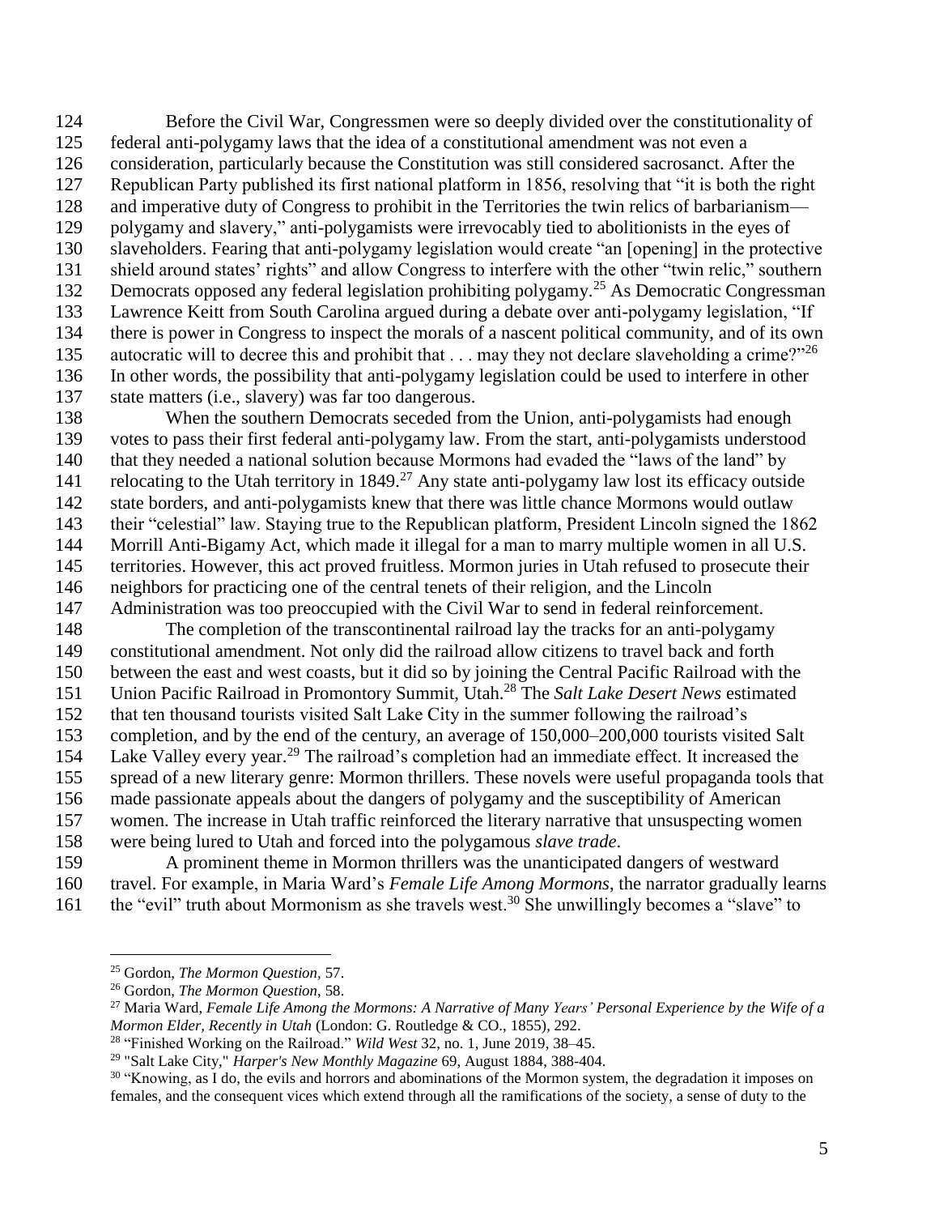Before the Civil War, Congressmen were so deeply divided over the constitutionality of federal anti-polygamy laws that the idea of a constitutional amendment was not even a consideration, particularly because the Constitution was still considered sacrosanct. After the Republican Party published its first national platform in 1856, resolving that "it is both the right and imperative duty of Congress to prohibit in the Territories the twin relics of barbarianism—polygamy and slavery," anti-polygamists were irrevocably tied to abolitionists in the eyes of slaveholders. Fearing that anti-polygamy legislation would create "an [opening] in the protective shield around states' rights" and allow Congress to interfere with the other "twin relic," southern Democrats opposed any federal legislation prohibiting polygamy.[25] As Democratic Congressman Lawrence Keitt from South Carolina argued during a debate over anti-polygamy legislation, "If there is power in Congress to inspect the morals of a nascent political community, and of its own autocratic will to decree this and prohibit that . . . may they not declare slaveholding a crime?"[26] In other words, the possibility that anti-polygamy legislation could be used to interfere in other state matters (i.e., slavery) was far too dangerous.

When the southern Democrats seceded from the Union, anti-polygamists had enough votes to pass their first federal anti-polygamy law. From the start, anti-polygamists understood that they needed a national solution because Mormons had evaded the "laws of the land" by relocating to the Utah territory in 1849.[27] Any state anti-polygamy law lost its efficacy outside state borders, and anti-polygamists knew that there was little chance Mormons would outlaw their "celestial" law. Staying true to the Republican platform, President Lincoln signed the 1862 Morrill Anti-Bigamy Act, which made it illegal for a man to marry multiple women in all U.S. territories. However, this act proved fruitless. Mormon juries in Utah refused to prosecute their neighbors for practicing one of the central tenets of their religion, and the Lincoln Administration was too preoccupied with the Civil War to send in federal reinforcement.

The completion of the transcontinental railroad lay the tracks for an anti-polygamy constitutional amendment. Not only did the railroad allow citizens to travel back and forth between the east and west coasts, but it did so by joining the Central Pacific Railroad with the Union Pacific Railroad in Promontory Summit, Utah.[28] The *Salt Lake Desert News* estimated that ten thousand tourists visited Salt Lake City in the summer following the railroad's completion, and by the end of the century, an average of 150,000–200,000 tourists visited Salt Lake Valley every year.[29] The railroad's completion had an immediate effect. It increased the spread of a new literary genre: Mormon thrillers. These novels were useful propaganda tools that made passionate appeals about the dangers of polygamy and the susceptibility of American women. The increase in Utah traffic reinforced the literary narrative that unsuspecting women were being lured to Utah and forced into the polygamous *slave trade*.

A prominent theme in Mormon thrillers was the unanticipated dangers of westward travel. For example, in Maria Ward's *Female Life Among Mormons*, the narrator gradually learns the "evil" truth about Mormonism as she travels west.[30] She unwillingly becomes a "slave" to

---

[25] Gordon, *The Mormon Question*, 57.

[26] Gordon, *The Mormon Question*, 58.

[27] Maria Ward, *Female Life Among the Mormons: A Narrative of Many Years' Personal Experience by the Wife of a Mormon Elder, Recently in Utah* (London: G. Routledge & CO., 1855), 292.

[28] "Finished Working on the Railroad." *Wild West* 32, no. 1, June 2019, 38–45.

[29] "Salt Lake City," *Harper's New Monthly Magazine* 69, August 1884, 388-404.

[30] "Knowing, as I do, the evils and horrors and abominations of the Mormon system, the degradation it imposes on females, and the consequent vices which extend through all the ramifications of the society, a sense of duty to the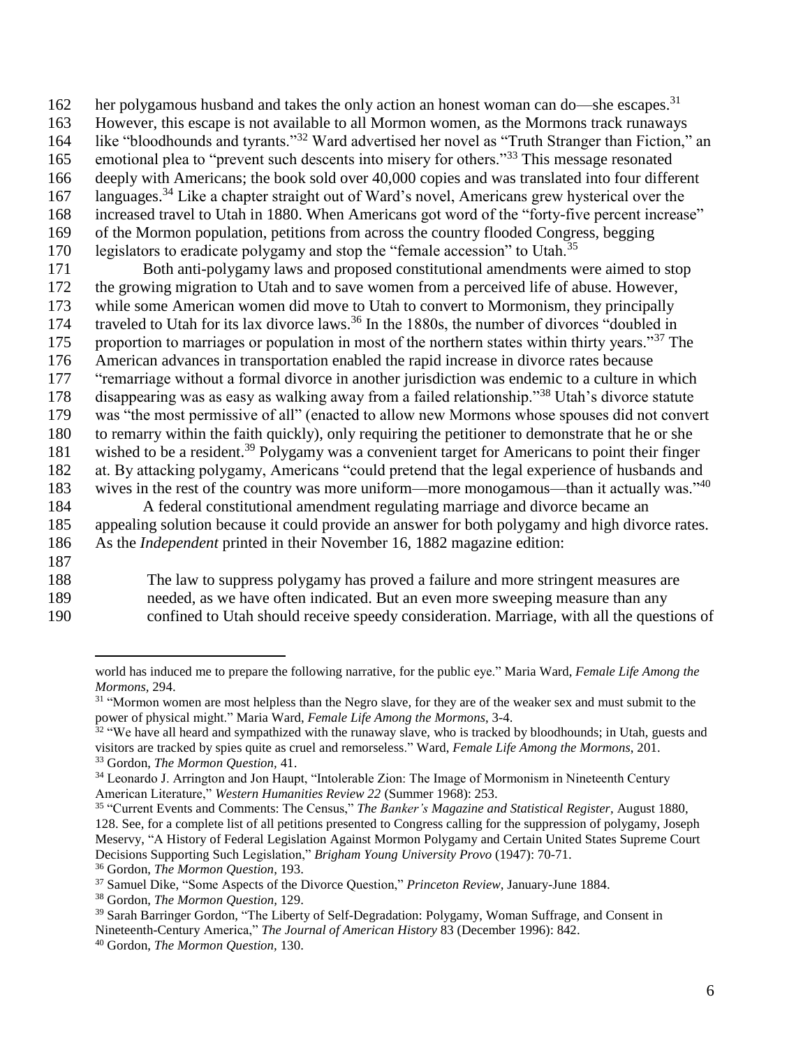her polygamous husband and takes the only action an honest woman can do—she escapes.[31] However, this escape is not available to all Mormon women, as the Mormons track runaways like "bloodhounds and tyrants."[32] Ward advertised her novel as "Truth Stranger than Fiction," an emotional plea to "prevent such descents into misery for others."[33] This message resonated deeply with Americans; the book sold over 40,000 copies and was translated into four different languages.[34] Like a chapter straight out of Ward's novel, Americans grew hysterical over the increased travel to Utah in 1880. When Americans got word of the "forty-five percent increase" of the Mormon population, petitions from across the country flooded Congress, begging legislators to eradicate polygamy and stop the "female accession" to Utah.[35]

Both anti-polygamy laws and proposed constitutional amendments were aimed to stop the growing migration to Utah and to save women from a perceived life of abuse. However, while some American women did move to Utah to convert to Mormonism, they principally traveled to Utah for its lax divorce laws.[36] In the 1880s, the number of divorces "doubled in proportion to marriages or population in most of the northern states within thirty years."[37] The American advances in transportation enabled the rapid increase in divorce rates because "remarriage without a formal divorce in another jurisdiction was endemic to a culture in which disappearing was as easy as walking away from a failed relationship."[38] Utah's divorce statute was "the most permissive of all" (enacted to allow new Mormons whose spouses did not convert to remarry within the faith quickly), only requiring the petitioner to demonstrate that he or she wished to be a resident.[39] Polygamy was a convenient target for Americans to point their finger at. By attacking polygamy, Americans "could pretend that the legal experience of husbands and wives in the rest of the country was more uniform—more monogamous—than it actually was."[40]

A federal constitutional amendment regulating marriage and divorce became an appealing solution because it could provide an answer for both polygamy and high divorce rates. As the *Independent* printed in their November 16, 1882 magazine edition:

> The law to suppress polygamy has proved a failure and more stringent measures are needed, as we have often indicated. But an even more sweeping measure than any confined to Utah should receive speedy consideration. Marriage, with all the questions of

---

world has induced me to prepare the following narrative, for the public eye." Maria Ward, *Female Life Among the Mormons,* 294.

[31] "Mormon women are most helpless than the Negro slave, for they are of the weaker sex and must submit to the power of physical might." Maria Ward, *Female Life Among the Mormons*, 3-4.

[32] "We have all heard and sympathized with the runaway slave, who is tracked by bloodhounds; in Utah, guests and visitors are tracked by spies quite as cruel and remorseless." Ward, *Female Life Among the Mormons*, 201.

[33] Gordon, *The Mormon Question,* 41.

[34] Leonardo J. Arrington and Jon Haupt, "Intolerable Zion: The Image of Mormonism in Nineteenth Century American Literature," *Western Humanities Review 22* (Summer 1968): 253.

[35] "Current Events and Comments: The Census," *The Banker's Magazine and Statistical Register*, August 1880, 128. See, for a complete list of all petitions presented to Congress calling for the suppression of polygamy, Joseph Meservy, "A History of Federal Legislation Against Mormon Polygamy and Certain United States Supreme Court Decisions Supporting Such Legislation," *Brigham Young University Provo* (1947): 70-71.

[36] Gordon, *The Mormon Question*, 193.

[37] Samuel Dike, "Some Aspects of the Divorce Question," *Princeton Review,* January-June 1884.

[38] Gordon, *The Mormon Question,* 129.

[39] Sarah Barringer Gordon, "The Liberty of Self-Degradation: Polygamy, Woman Suffrage, and Consent in Nineteenth-Century America," *The Journal of American History* 83 (December 1996): 842.

[40] Gordon, *The Mormon Question,* 130.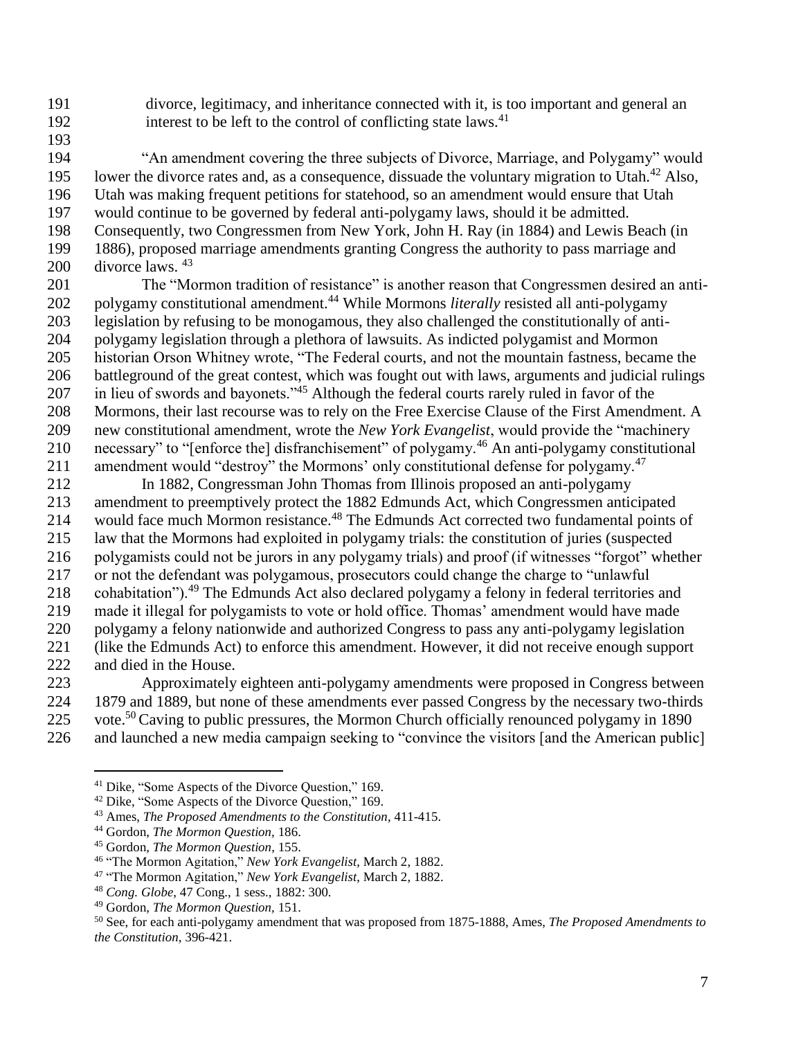divorce, legitimacy, and inheritance connected with it, is too important and general an interest to be left to the control of conflicting state laws.[41]

"An amendment covering the three subjects of Divorce, Marriage, and Polygamy" would lower the divorce rates and, as a consequence, dissuade the voluntary migration to Utah.[42] Also, Utah was making frequent petitions for statehood, so an amendment would ensure that Utah would continue to be governed by federal anti-polygamy laws, should it be admitted. Consequently, two Congressmen from New York, John H. Ray (in 1884) and Lewis Beach (in 1886), proposed marriage amendments granting Congress the authority to pass marriage and divorce laws. [43]

The "Mormon tradition of resistance" is another reason that Congressmen desired an anti-polygamy constitutional amendment.[44] While Mormons *literally* resisted all anti-polygamy legislation by refusing to be monogamous, they also challenged the constitutionally of anti-polygamy legislation through a plethora of lawsuits. As indicted polygamist and Mormon historian Orson Whitney wrote, "The Federal courts, and not the mountain fastness, became the battleground of the great contest, which was fought out with laws, arguments and judicial rulings in lieu of swords and bayonets."[45] Although the federal courts rarely ruled in favor of the Mormons, their last recourse was to rely on the Free Exercise Clause of the First Amendment. A new constitutional amendment, wrote the *New York Evangelist*, would provide the "machinery necessary" to "[enforce the] disfranchisement" of polygamy.[46] An anti-polygamy constitutional amendment would "destroy" the Mormons' only constitutional defense for polygamy.[47]

In 1882, Congressman John Thomas from Illinois proposed an anti-polygamy amendment to preemptively protect the 1882 Edmunds Act, which Congressmen anticipated would face much Mormon resistance.[48] The Edmunds Act corrected two fundamental points of law that the Mormons had exploited in polygamy trials: the constitution of juries (suspected polygamists could not be jurors in any polygamy trials) and proof (if witnesses "forgot" whether or not the defendant was polygamous, prosecutors could change the charge to "unlawful cohabitation").[49] The Edmunds Act also declared polygamy a felony in federal territories and made it illegal for polygamists to vote or hold office. Thomas' amendment would have made polygamy a felony nationwide and authorized Congress to pass any anti-polygamy legislation (like the Edmunds Act) to enforce this amendment. However, it did not receive enough support and died in the House.

Approximately eighteen anti-polygamy amendments were proposed in Congress between 1879 and 1889, but none of these amendments ever passed Congress by the necessary two-thirds vote.[50] Caving to public pressures, the Mormon Church officially renounced polygamy in 1890 and launched a new media campaign seeking to "convince the visitors [and the American public]

---

[41] Dike, "Some Aspects of the Divorce Question," 169.

[42] Dike, "Some Aspects of the Divorce Question," 169.

[43] Ames, *The Proposed Amendments to the Constitution*, 411-415.

[44] Gordon, *The Mormon Question*, 186.

[45] Gordon, *The Mormon Question*, 155.

[46] "The Mormon Agitation," *New York Evangelist*, March 2, 1882.

[47] "The Mormon Agitation," *New York Evangelist*, March 2, 1882.

[48] *Cong. Globe*, 47 Cong., 1 sess., 1882: 300.

[49] Gordon, *The Mormon Question*, 151.

[50] See, for each anti-polygamy amendment that was proposed from 1875-1888, Ames, *The Proposed Amendments to the Constitution*, 396-421.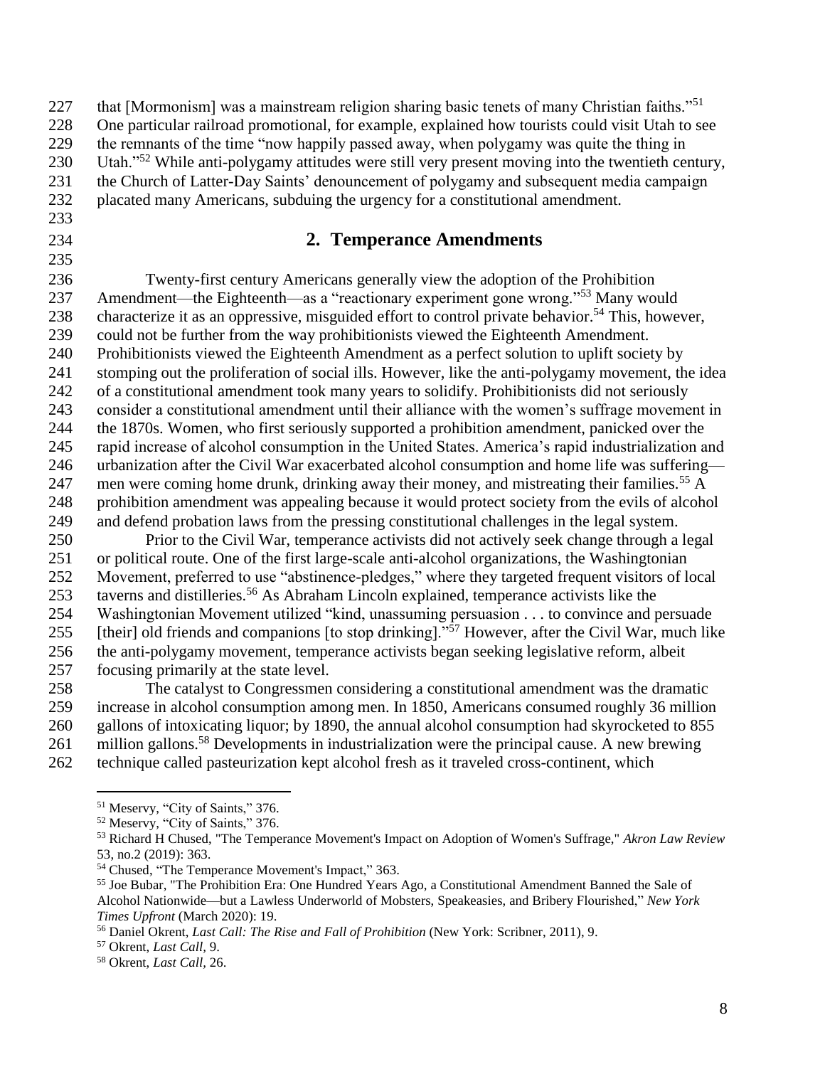that [Mormonism] was a mainstream religion sharing basic tenets of many Christian faiths."[51] One particular railroad promotional, for example, explained how tourists could visit Utah to see the remnants of the time "now happily passed away, when polygamy was quite the thing in Utah."[52] While anti-polygamy attitudes were still very present moving into the twentieth century, the Church of Latter-Day Saints' denouncement of polygamy and subsequent media campaign placated many Americans, subduing the urgency for a constitutional amendment.

## 2. Temperance Amendments

Twenty-first century Americans generally view the adoption of the Prohibition Amendment—the Eighteenth—as a "reactionary experiment gone wrong."[53] Many would characterize it as an oppressive, misguided effort to control private behavior.[54] This, however, could not be further from the way prohibitionists viewed the Eighteenth Amendment. Prohibitionists viewed the Eighteenth Amendment as a perfect solution to uplift society by stomping out the proliferation of social ills. However, like the anti-polygamy movement, the idea of a constitutional amendment took many years to solidify. Prohibitionists did not seriously consider a constitutional amendment until their alliance with the women's suffrage movement in the 1870s. Women, who first seriously supported a prohibition amendment, panicked over the rapid increase of alcohol consumption in the United States. America's rapid industrialization and urbanization after the Civil War exacerbated alcohol consumption and home life was suffering—men were coming home drunk, drinking away their money, and mistreating their families.[55] A prohibition amendment was appealing because it would protect society from the evils of alcohol and defend probation laws from the pressing constitutional challenges in the legal system.

Prior to the Civil War, temperance activists did not actively seek change through a legal or political route. One of the first large-scale anti-alcohol organizations, the Washingtonian Movement, preferred to use "abstinence-pledges," where they targeted frequent visitors of local taverns and distilleries.[56] As Abraham Lincoln explained, temperance activists like the Washingtonian Movement utilized "kind, unassuming persuasion . . . to convince and persuade [their] old friends and companions [to stop drinking]."[57] However, after the Civil War, much like the anti-polygamy movement, temperance activists began seeking legislative reform, albeit focusing primarily at the state level.

The catalyst to Congressmen considering a constitutional amendment was the dramatic increase in alcohol consumption among men. In 1850, Americans consumed roughly 36 million gallons of intoxicating liquor; by 1890, the annual alcohol consumption had skyrocketed to 855 million gallons.[58] Developments in industrialization were the principal cause. A new brewing technique called pasteurization kept alcohol fresh as it traveled cross-continent, which

---

[51] Meservy, "City of Saints," 376.

[52] Meservy, "City of Saints," 376.

[53] Richard H Chused, "The Temperance Movement's Impact on Adoption of Women's Suffrage," *Akron Law Review* 53, no.2 (2019): 363.

[54] Chused, "The Temperance Movement's Impact," 363.

[55] Joe Bubar, "The Prohibition Era: One Hundred Years Ago, a Constitutional Amendment Banned the Sale of Alcohol Nationwide—but a Lawless Underworld of Mobsters, Speakeasies, and Bribery Flourished," *New York Times Upfront* (March 2020): 19.

[56] Daniel Okrent, *Last Call: The Rise and Fall of Prohibition* (New York: Scribner, 2011), 9.

[57] Okrent, *Last Call,* 9.

[58] Okrent, *Last Call,* 26.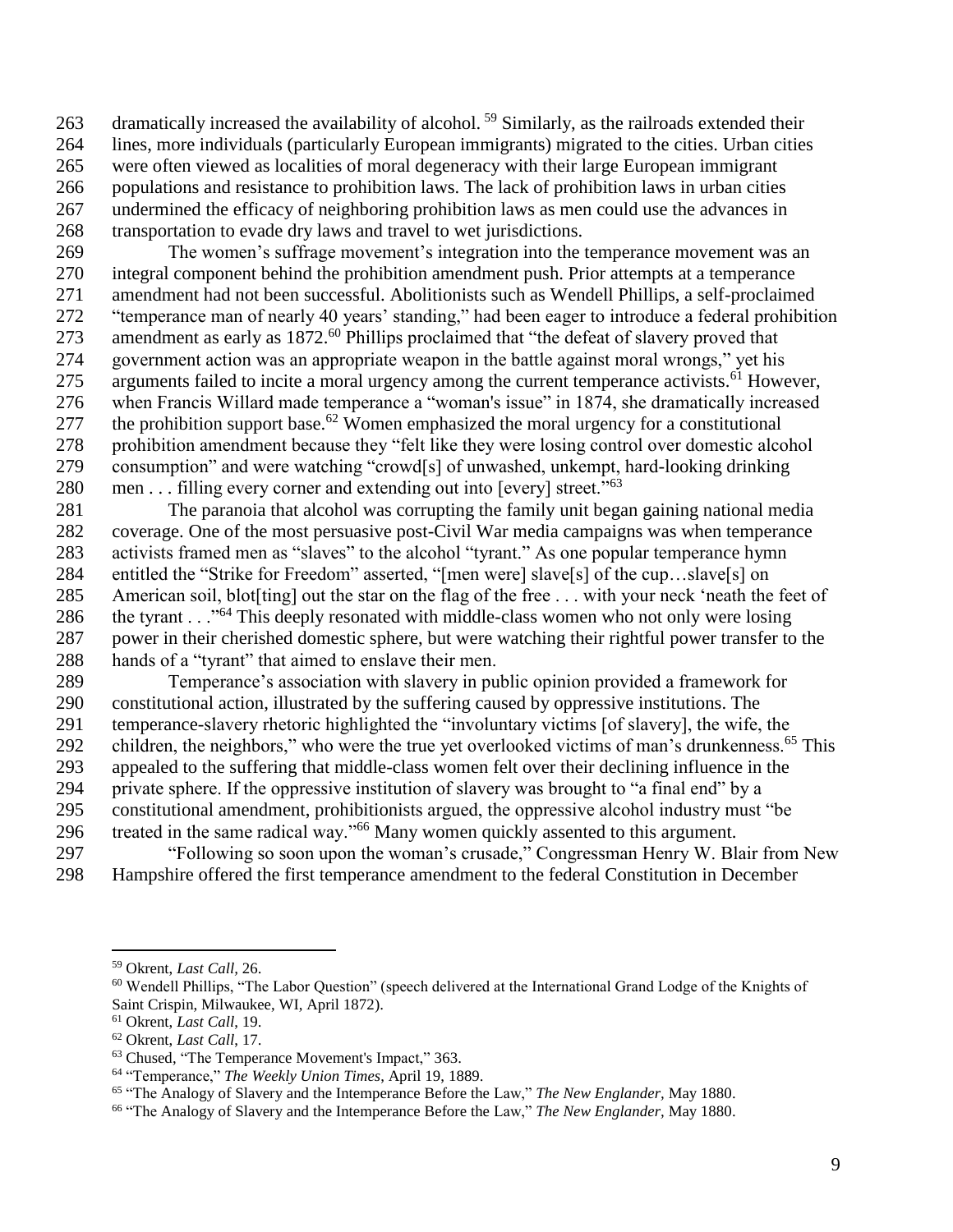dramatically increased the availability of alcohol.[59] Similarly, as the railroads extended their lines, more individuals (particularly European immigrants) migrated to the cities. Urban cities were often viewed as localities of moral degeneracy with their large European immigrant populations and resistance to prohibition laws. The lack of prohibition laws in urban cities undermined the efficacy of neighboring prohibition laws as men could use the advances in transportation to evade dry laws and travel to wet jurisdictions.

The women's suffrage movement's integration into the temperance movement was an integral component behind the prohibition amendment push. Prior attempts at a temperance amendment had not been successful. Abolitionists such as Wendell Phillips, a self-proclaimed "temperance man of nearly 40 years' standing," had been eager to introduce a federal prohibition amendment as early as 1872.[60] Phillips proclaimed that "the defeat of slavery proved that government action was an appropriate weapon in the battle against moral wrongs," yet his arguments failed to incite a moral urgency among the current temperance activists.[61] However, when Francis Willard made temperance a "woman's issue" in 1874, she dramatically increased the prohibition support base.[62] Women emphasized the moral urgency for a constitutional prohibition amendment because they "felt like they were losing control over domestic alcohol consumption" and were watching "crowd[s] of unwashed, unkempt, hard-looking drinking men . . . filling every corner and extending out into [every] street."[63]

The paranoia that alcohol was corrupting the family unit began gaining national media coverage. One of the most persuasive post-Civil War media campaigns was when temperance activists framed men as "slaves" to the alcohol "tyrant." As one popular temperance hymn entitled the "Strike for Freedom" asserted, "[men were] slave[s] of the cup…slave[s] on American soil, blot[ting] out the star on the flag of the free . . . with your neck 'neath the feet of the tyrant . . ."[64] This deeply resonated with middle-class women who not only were losing power in their cherished domestic sphere, but were watching their rightful power transfer to the hands of a "tyrant" that aimed to enslave their men.

Temperance's association with slavery in public opinion provided a framework for constitutional action, illustrated by the suffering caused by oppressive institutions. The temperance-slavery rhetoric highlighted the "involuntary victims [of slavery], the wife, the children, the neighbors," who were the true yet overlooked victims of man's drunkenness.[65] This appealed to the suffering that middle-class women felt over their declining influence in the private sphere. If the oppressive institution of slavery was brought to "a final end" by a constitutional amendment, prohibitionists argued, the oppressive alcohol industry must "be treated in the same radical way."[66] Many women quickly assented to this argument.

"Following so soon upon the woman's crusade," Congressman Henry W. Blair from New Hampshire offered the first temperance amendment to the federal Constitution in December

---

[59] Okrent, *Last Call,* 26.

[60] Wendell Phillips, "The Labor Question" (speech delivered at the International Grand Lodge of the Knights of Saint Crispin, Milwaukee, WI, April 1872).

[61] Okrent, *Last Call*, 19.

[62] Okrent, *Last Call*, 17.

[63] Chused, "The Temperance Movement's Impact," 363.

[64] "Temperance," *The Weekly Union Times*, April 19, 1889.

[65] "The Analogy of Slavery and the Intemperance Before the Law," *The New Englander,* May 1880.

[66] "The Analogy of Slavery and the Intemperance Before the Law," *The New Englander,* May 1880.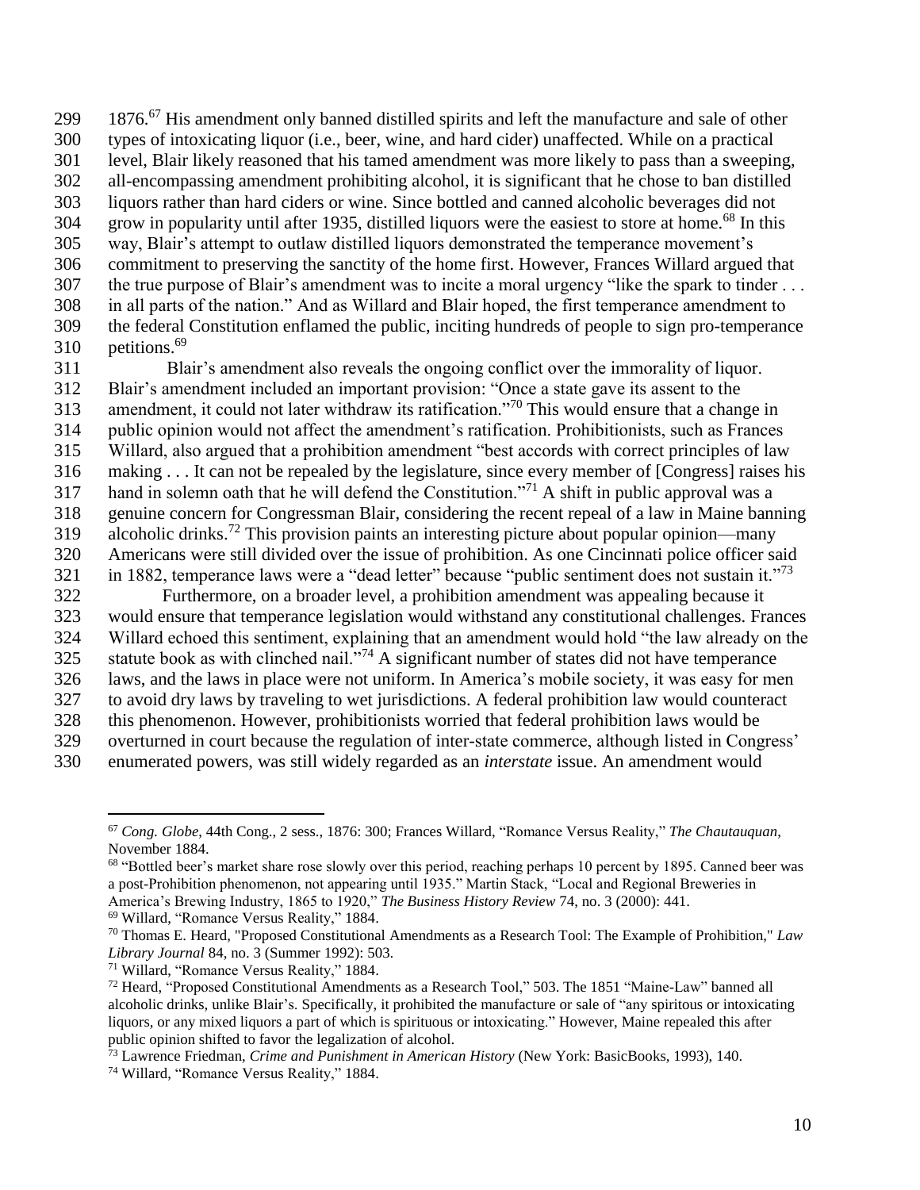1876.[67] His amendment only banned distilled spirits and left the manufacture and sale of other types of intoxicating liquor (i.e., beer, wine, and hard cider) unaffected. While on a practical level, Blair likely reasoned that his tamed amendment was more likely to pass than a sweeping, all-encompassing amendment prohibiting alcohol, it is significant that he chose to ban distilled liquors rather than hard ciders or wine. Since bottled and canned alcoholic beverages did not grow in popularity until after 1935, distilled liquors were the easiest to store at home.[68] In this way, Blair's attempt to outlaw distilled liquors demonstrated the temperance movement's commitment to preserving the sanctity of the home first. However, Frances Willard argued that the true purpose of Blair's amendment was to incite a moral urgency "like the spark to tinder . . . in all parts of the nation." And as Willard and Blair hoped, the first temperance amendment to the federal Constitution enflamed the public, inciting hundreds of people to sign pro-temperance petitions.[69]

Blair's amendment also reveals the ongoing conflict over the immorality of liquor. Blair's amendment included an important provision: "Once a state gave its assent to the amendment, it could not later withdraw its ratification."[70] This would ensure that a change in public opinion would not affect the amendment's ratification. Prohibitionists, such as Frances Willard, also argued that a prohibition amendment "best accords with correct principles of law making . . . It can not be repealed by the legislature, since every member of [Congress] raises his hand in solemn oath that he will defend the Constitution."[71] A shift in public approval was a genuine concern for Congressman Blair, considering the recent repeal of a law in Maine banning alcoholic drinks.[72] This provision paints an interesting picture about popular opinion—many Americans were still divided over the issue of prohibition. As one Cincinnati police officer said in 1882, temperance laws were a "dead letter" because "public sentiment does not sustain it."[73]

Furthermore, on a broader level, a prohibition amendment was appealing because it would ensure that temperance legislation would withstand any constitutional challenges. Frances Willard echoed this sentiment, explaining that an amendment would hold "the law already on the statute book as with clinched nail."[74] A significant number of states did not have temperance laws, and the laws in place were not uniform. In America's mobile society, it was easy for men to avoid dry laws by traveling to wet jurisdictions. A federal prohibition law would counteract this phenomenon. However, prohibitionists worried that federal prohibition laws would be overturned in court because the regulation of inter-state commerce, although listed in Congress' enumerated powers, was still widely regarded as an *interstate* issue. An amendment would

---

[67] *Cong. Globe*, 44th Cong., 2 sess., 1876: 300; Frances Willard, "Romance Versus Reality," *The Chautauquan*, November 1884.

[68] "Bottled beer's market share rose slowly over this period, reaching perhaps 10 percent by 1895. Canned beer was a post-Prohibition phenomenon, not appearing until 1935." Martin Stack, "Local and Regional Breweries in America's Brewing Industry, 1865 to 1920," *The Business History Review* 74, no. 3 (2000): 441.

[69] Willard, "Romance Versus Reality," 1884.

[70] Thomas E. Heard, "Proposed Constitutional Amendments as a Research Tool: The Example of Prohibition," *Law Library Journal* 84, no. 3 (Summer 1992): 503.

[71] Willard, "Romance Versus Reality," 1884.

[72] Heard, "Proposed Constitutional Amendments as a Research Tool," 503. The 1851 "Maine-Law" banned all alcoholic drinks, unlike Blair's. Specifically, it prohibited the manufacture or sale of "any spiritous or intoxicating liquors, or any mixed liquors a part of which is spirituous or intoxicating." However, Maine repealed this after public opinion shifted to favor the legalization of alcohol.

[73] Lawrence Friedman, *Crime and Punishment in American History* (New York: BasicBooks, 1993), 140.

[74] Willard, "Romance Versus Reality," 1884.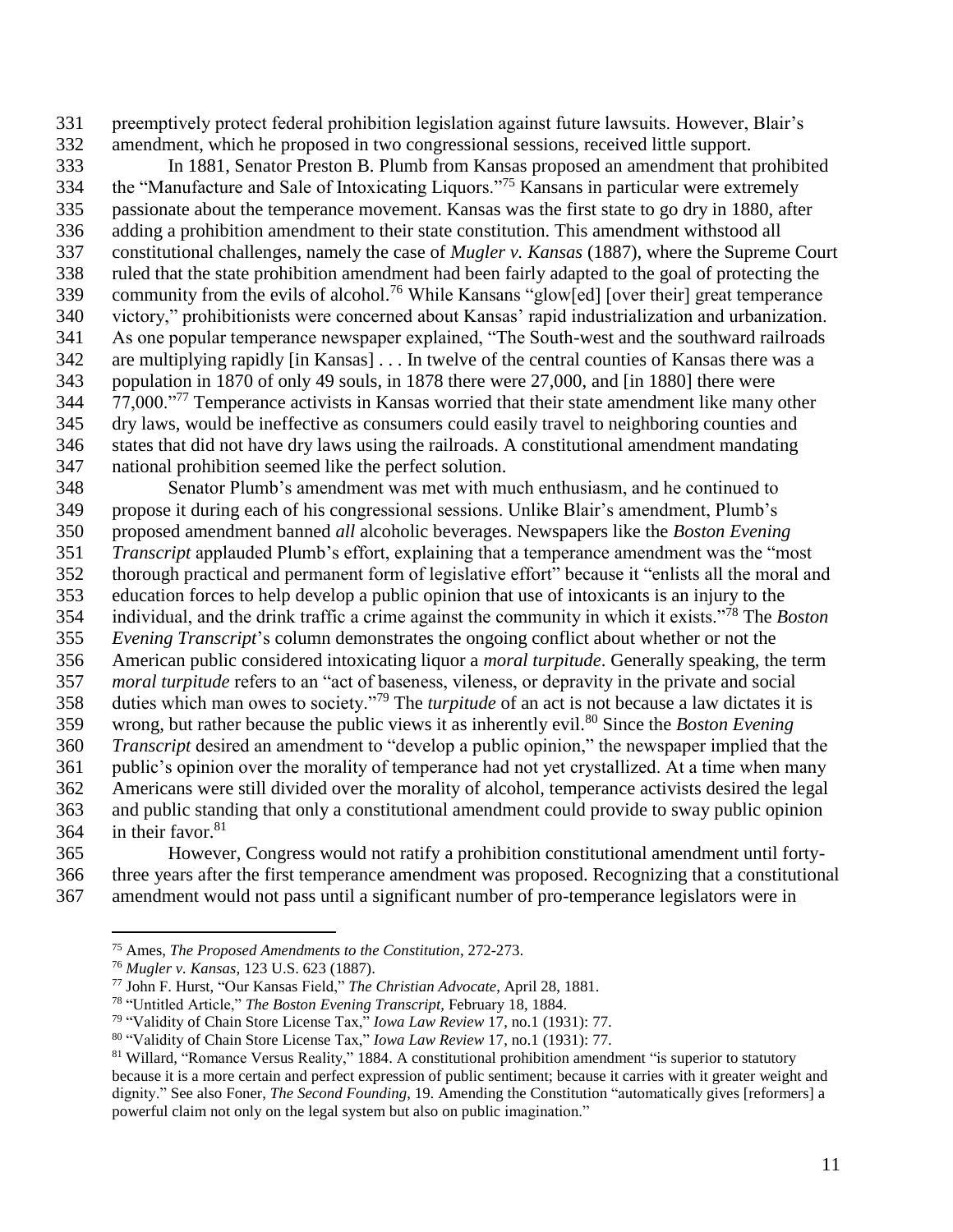preemptively protect federal prohibition legislation against future lawsuits. However, Blair's amendment, which he proposed in two congressional sessions, received little support.

In 1881, Senator Preston B. Plumb from Kansas proposed an amendment that prohibited the "Manufacture and Sale of Intoxicating Liquors."[75] Kansans in particular were extremely passionate about the temperance movement. Kansas was the first state to go dry in 1880, after adding a prohibition amendment to their state constitution. This amendment withstood all constitutional challenges, namely the case of *Mugler v. Kansas* (1887), where the Supreme Court ruled that the state prohibition amendment had been fairly adapted to the goal of protecting the community from the evils of alcohol.[76] While Kansans "glow[ed] [over their] great temperance victory," prohibitionists were concerned about Kansas' rapid industrialization and urbanization. As one popular temperance newspaper explained, "The South-west and the southward railroads are multiplying rapidly [in Kansas] . . . In twelve of the central counties of Kansas there was a population in 1870 of only 49 souls, in 1878 there were 27,000, and [in 1880] there were 77,000."[77] Temperance activists in Kansas worried that their state amendment like many other dry laws, would be ineffective as consumers could easily travel to neighboring counties and states that did not have dry laws using the railroads. A constitutional amendment mandating national prohibition seemed like the perfect solution.

Senator Plumb's amendment was met with much enthusiasm, and he continued to propose it during each of his congressional sessions. Unlike Blair's amendment, Plumb's proposed amendment banned *all* alcoholic beverages. Newspapers like the *Boston Evening Transcript* applauded Plumb's effort, explaining that a temperance amendment was the "most thorough practical and permanent form of legislative effort" because it "enlists all the moral and education forces to help develop a public opinion that use of intoxicants is an injury to the individual, and the drink traffic a crime against the community in which it exists."[78] The *Boston Evening Transcript*'s column demonstrates the ongoing conflict about whether or not the American public considered intoxicating liquor a *moral turpitude*. Generally speaking, the term *moral turpitude* refers to an "act of baseness, vileness, or depravity in the private and social duties which man owes to society."[79] The *turpitude* of an act is not because a law dictates it is wrong, but rather because the public views it as inherently evil.[80] Since the *Boston Evening Transcript* desired an amendment to "develop a public opinion," the newspaper implied that the public's opinion over the morality of temperance had not yet crystallized. At a time when many Americans were still divided over the morality of alcohol, temperance activists desired the legal and public standing that only a constitutional amendment could provide to sway public opinion in their favor.[81]

However, Congress would not ratify a prohibition constitutional amendment until forty-three years after the first temperance amendment was proposed. Recognizing that a constitutional amendment would not pass until a significant number of pro-temperance legislators were in

---

[75] Ames, *The Proposed Amendments to the Constitution*, 272-273.

[76] *Mugler v. Kansas*, 123 U.S. 623 (1887).

[77] John F. Hurst, "Our Kansas Field," *The Christian Advocate*, April 28, 1881.

[78] "Untitled Article," *The Boston Evening Transcript*, February 18, 1884.

[79] "Validity of Chain Store License Tax," *Iowa Law Review* 17, no.1 (1931): 77.

[80] "Validity of Chain Store License Tax," *Iowa Law Review* 17, no.1 (1931): 77.

[81] Willard, "Romance Versus Reality," 1884. A constitutional prohibition amendment "is superior to statutory because it is a more certain and perfect expression of public sentiment; because it carries with it greater weight and dignity." See also Foner, *The Second Founding*, 19. Amending the Constitution "automatically gives [reformers] a powerful claim not only on the legal system but also on public imagination."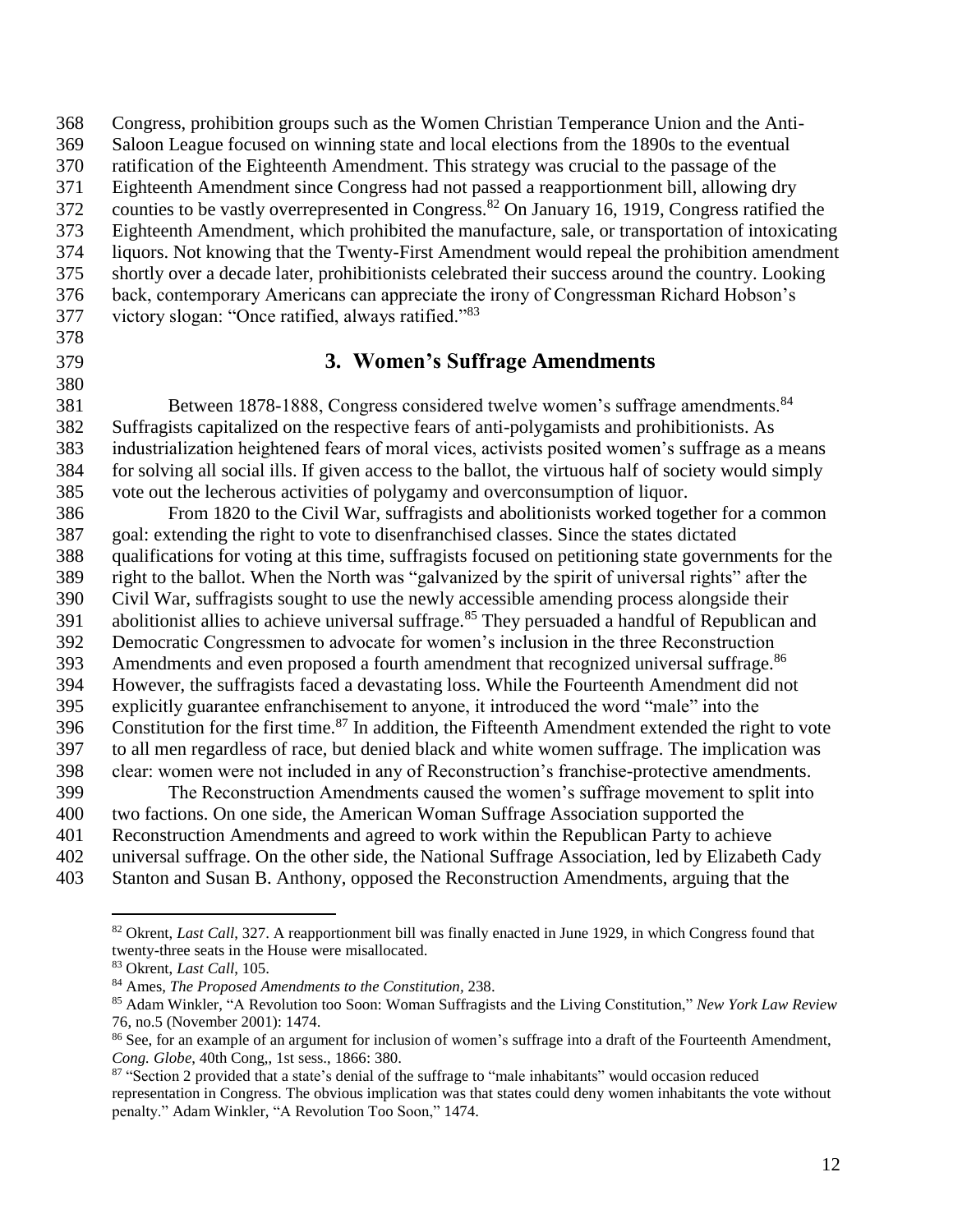Congress, prohibition groups such as the Women Christian Temperance Union and the Anti-Saloon League focused on winning state and local elections from the 1890s to the eventual ratification of the Eighteenth Amendment. This strategy was crucial to the passage of the Eighteenth Amendment since Congress had not passed a reapportionment bill, allowing dry counties to be vastly overrepresented in Congress.[82] On January 16, 1919, Congress ratified the Eighteenth Amendment, which prohibited the manufacture, sale, or transportation of intoxicating liquors. Not knowing that the Twenty-First Amendment would repeal the prohibition amendment shortly over a decade later, prohibitionists celebrated their success around the country. Looking back, contemporary Americans can appreciate the irony of Congressman Richard Hobson's victory slogan: "Once ratified, always ratified."[83]

## 3. Women's Suffrage Amendments

Between 1878-1888, Congress considered twelve women's suffrage amendments.[84] Suffragists capitalized on the respective fears of anti-polygamists and prohibitionists. As industrialization heightened fears of moral vices, activists posited women's suffrage as a means for solving all social ills. If given access to the ballot, the virtuous half of society would simply vote out the lecherous activities of polygamy and overconsumption of liquor.

From 1820 to the Civil War, suffragists and abolitionists worked together for a common goal: extending the right to vote to disenfranchised classes. Since the states dictated qualifications for voting at this time, suffragists focused on petitioning state governments for the right to the ballot. When the North was "galvanized by the spirit of universal rights" after the Civil War, suffragists sought to use the newly accessible amending process alongside their abolitionist allies to achieve universal suffrage.[85] They persuaded a handful of Republican and Democratic Congressmen to advocate for women's inclusion in the three Reconstruction Amendments and even proposed a fourth amendment that recognized universal suffrage.[86] However, the suffragists faced a devastating loss. While the Fourteenth Amendment did not explicitly guarantee enfranchisement to anyone, it introduced the word "male" into the Constitution for the first time.[87] In addition, the Fifteenth Amendment extended the right to vote to all men regardless of race, but denied black and white women suffrage. The implication was clear: women were not included in any of Reconstruction's franchise-protective amendments.

The Reconstruction Amendments caused the women's suffrage movement to split into two factions. On one side, the American Woman Suffrage Association supported the Reconstruction Amendments and agreed to work within the Republican Party to achieve universal suffrage. On the other side, the National Suffrage Association, led by Elizabeth Cady Stanton and Susan B. Anthony, opposed the Reconstruction Amendments, arguing that the

---

[82] Okrent, *Last Call*, 327. A reapportionment bill was finally enacted in June 1929, in which Congress found that twenty-three seats in the House were misallocated.

[83] Okrent, *Last Call*, 105.

[84] Ames, *The Proposed Amendments to the Constitution*, 238.

[85] Adam Winkler, "A Revolution too Soon: Woman Suffragists and the Living Constitution," *New York Law Review* 76, no.5 (November 2001): 1474.

[86] See, for an example of an argument for inclusion of women's suffrage into a draft of the Fourteenth Amendment, *Cong. Globe*, 40th Cong,, 1st sess., 1866: 380.

[87] "Section 2 provided that a state's denial of the suffrage to "male inhabitants" would occasion reduced representation in Congress. The obvious implication was that states could deny women inhabitants the vote without penalty." Adam Winkler, "A Revolution Too Soon," 1474.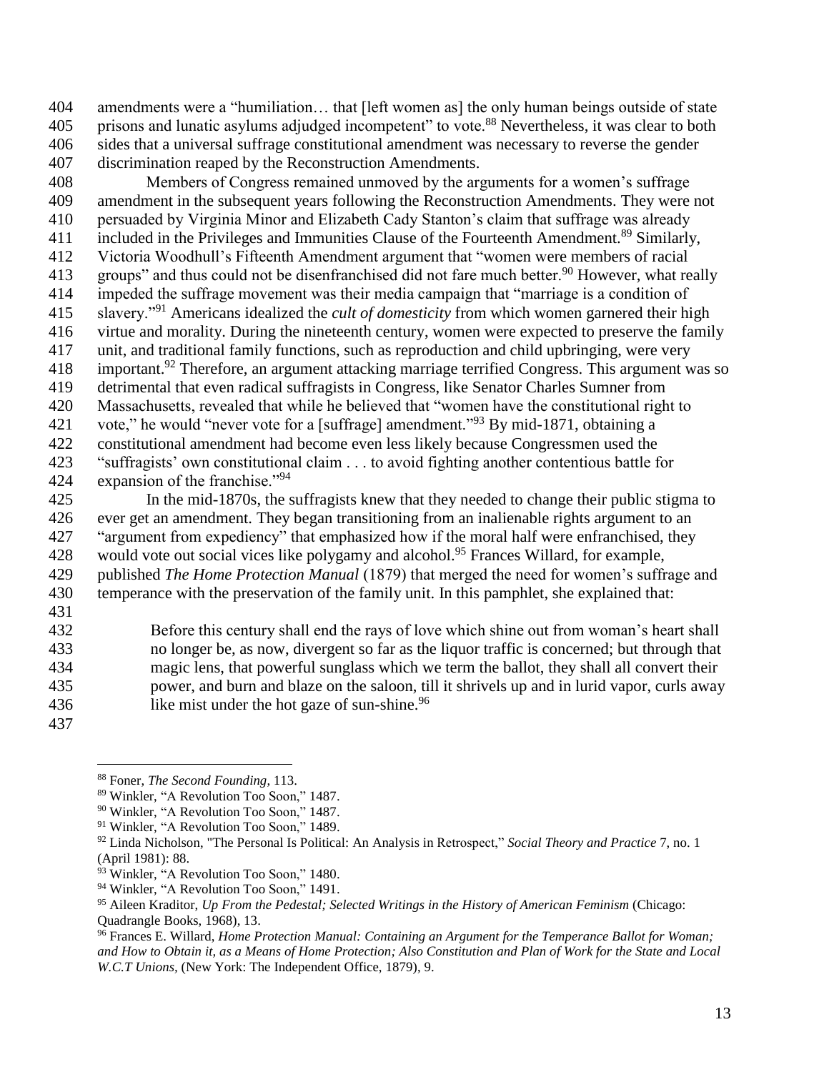amendments were a "humiliation… that [left women as] the only human beings outside of state prisons and lunatic asylums adjudged incompetent" to vote.[88] Nevertheless, it was clear to both sides that a universal suffrage constitutional amendment was necessary to reverse the gender discrimination reaped by the Reconstruction Amendments.

Members of Congress remained unmoved by the arguments for a women's suffrage amendment in the subsequent years following the Reconstruction Amendments. They were not persuaded by Virginia Minor and Elizabeth Cady Stanton's claim that suffrage was already included in the Privileges and Immunities Clause of the Fourteenth Amendment.[89] Similarly, Victoria Woodhull's Fifteenth Amendment argument that "women were members of racial groups" and thus could not be disenfranchised did not fare much better.[90] However, what really impeded the suffrage movement was their media campaign that "marriage is a condition of slavery."[91] Americans idealized the *cult of domesticity* from which women garnered their high virtue and morality. During the nineteenth century, women were expected to preserve the family unit, and traditional family functions, such as reproduction and child upbringing, were very important.[92] Therefore, an argument attacking marriage terrified Congress. This argument was so detrimental that even radical suffragists in Congress, like Senator Charles Sumner from Massachusetts, revealed that while he believed that "women have the constitutional right to vote," he would "never vote for a [suffrage] amendment."[93] By mid-1871, obtaining a constitutional amendment had become even less likely because Congressmen used the "suffragists' own constitutional claim . . . to avoid fighting another contentious battle for expansion of the franchise."[94]

In the mid-1870s, the suffragists knew that they needed to change their public stigma to ever get an amendment. They began transitioning from an inalienable rights argument to an "argument from expediency" that emphasized how if the moral half were enfranchised, they would vote out social vices like polygamy and alcohol.[95] Frances Willard, for example, published *The Home Protection Manual* (1879) that merged the need for women's suffrage and temperance with the preservation of the family unit. In this pamphlet, she explained that:

> Before this century shall end the rays of love which shine out from woman's heart shall no longer be, as now, divergent so far as the liquor traffic is concerned; but through that magic lens, that powerful sunglass which we term the ballot, they shall all convert their power, and burn and blaze on the saloon, till it shrivels up and in lurid vapor, curls away like mist under the hot gaze of sun-shine.[96]

---

[88] Foner, *The Second Founding*, 113.

[89] Winkler, "A Revolution Too Soon," 1487.

[90] Winkler, "A Revolution Too Soon," 1487.

[91] Winkler, "A Revolution Too Soon," 1489.

[92] Linda Nicholson, "The Personal Is Political: An Analysis in Retrospect," *Social Theory and Practice* 7, no. 1 (April 1981): 88.

[93] Winkler, "A Revolution Too Soon," 1480.

[94] Winkler, "A Revolution Too Soon," 1491.

[95] Aileen Kraditor, *Up From the Pedestal; Selected Writings in the History of American Feminism* (Chicago: Quadrangle Books, 1968), 13.

[96] Frances E. Willard, *Home Protection Manual: Containing an Argument for the Temperance Ballot for Woman; and How to Obtain it, as a Means of Home Protection; Also Constitution and Plan of Work for the State and Local W.C.T Unions,* (New York: The Independent Office, 1879), 9.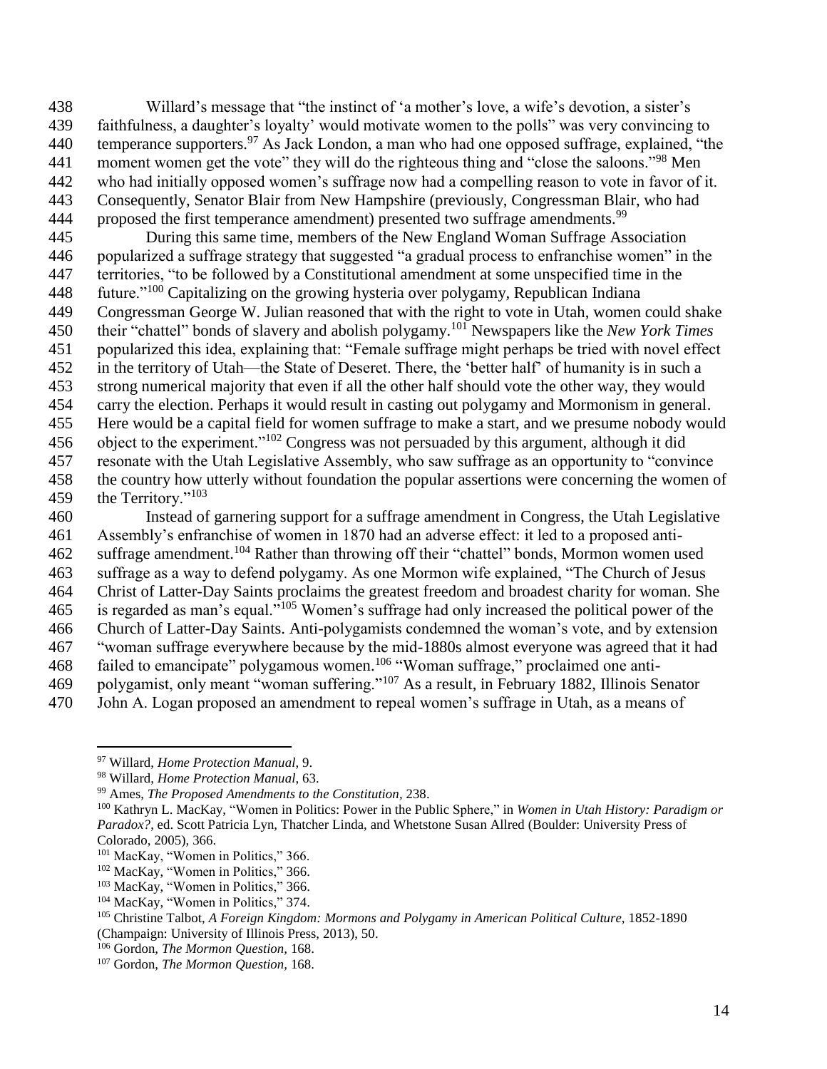Willard's message that "the instinct of 'a mother's love, a wife's devotion, a sister's faithfulness, a daughter's loyalty' would motivate women to the polls" was very convincing to temperance supporters.[97] As Jack London, a man who had one opposed suffrage, explained, "the moment women get the vote" they will do the righteous thing and "close the saloons."[98] Men who had initially opposed women's suffrage now had a compelling reason to vote in favor of it. Consequently, Senator Blair from New Hampshire (previously, Congressman Blair, who had proposed the first temperance amendment) presented two suffrage amendments.[99]

During this same time, members of the New England Woman Suffrage Association popularized a suffrage strategy that suggested "a gradual process to enfranchise women" in the territories, "to be followed by a Constitutional amendment at some unspecified time in the future."[100] Capitalizing on the growing hysteria over polygamy, Republican Indiana Congressman George W. Julian reasoned that with the right to vote in Utah, women could shake their "chattel" bonds of slavery and abolish polygamy.[101] Newspapers like the *New York Times* popularized this idea, explaining that: "Female suffrage might perhaps be tried with novel effect in the territory of Utah—the State of Deseret. There, the 'better half' of humanity is in such a strong numerical majority that even if all the other half should vote the other way, they would carry the election. Perhaps it would result in casting out polygamy and Mormonism in general. Here would be a capital field for women suffrage to make a start, and we presume nobody would object to the experiment."[102] Congress was not persuaded by this argument, although it did resonate with the Utah Legislative Assembly, who saw suffrage as an opportunity to "convince the country how utterly without foundation the popular assertions were concerning the women of the Territory."[103]

Instead of garnering support for a suffrage amendment in Congress, the Utah Legislative Assembly's enfranchise of women in 1870 had an adverse effect: it led to a proposed anti-suffrage amendment.[104] Rather than throwing off their "chattel" bonds, Mormon women used suffrage as a way to defend polygamy. As one Mormon wife explained, "The Church of Jesus Christ of Latter-Day Saints proclaims the greatest freedom and broadest charity for woman. She is regarded as man's equal."[105] Women's suffrage had only increased the political power of the Church of Latter-Day Saints. Anti-polygamists condemned the woman's vote, and by extension "woman suffrage everywhere because by the mid-1880s almost everyone was agreed that it had failed to emancipate" polygamous women.[106] "Woman suffrage," proclaimed one anti-polygamist, only meant "woman suffering."[107] As a result, in February 1882, Illinois Senator John A. Logan proposed an amendment to repeal women's suffrage in Utah, as a means of

---

[97] Willard, *Home Protection Manual*, 9.

[98] Willard, *Home Protection Manual*, 63.

[99] Ames, *The Proposed Amendments to the Constitution*, 238.

[100] Kathryn L. MacKay, "Women in Politics: Power in the Public Sphere," in *Women in Utah History: Paradigm or Paradox?*, ed. Scott Patricia Lyn, Thatcher Linda, and Whetstone Susan Allred (Boulder: University Press of Colorado, 2005), 366.

[101] MacKay, "Women in Politics," 366.

[102] MacKay, "Women in Politics," 366.

[103] MacKay, "Women in Politics," 366.

[104] MacKay, "Women in Politics," 374.

[105] Christine Talbot, *A Foreign Kingdom: Mormons and Polygamy in American Political Culture,* 1852-1890 (Champaign: University of Illinois Press, 2013), 50.

[106] Gordon, *The Mormon Question,* 168.

[107] Gordon, *The Mormon Question,* 168.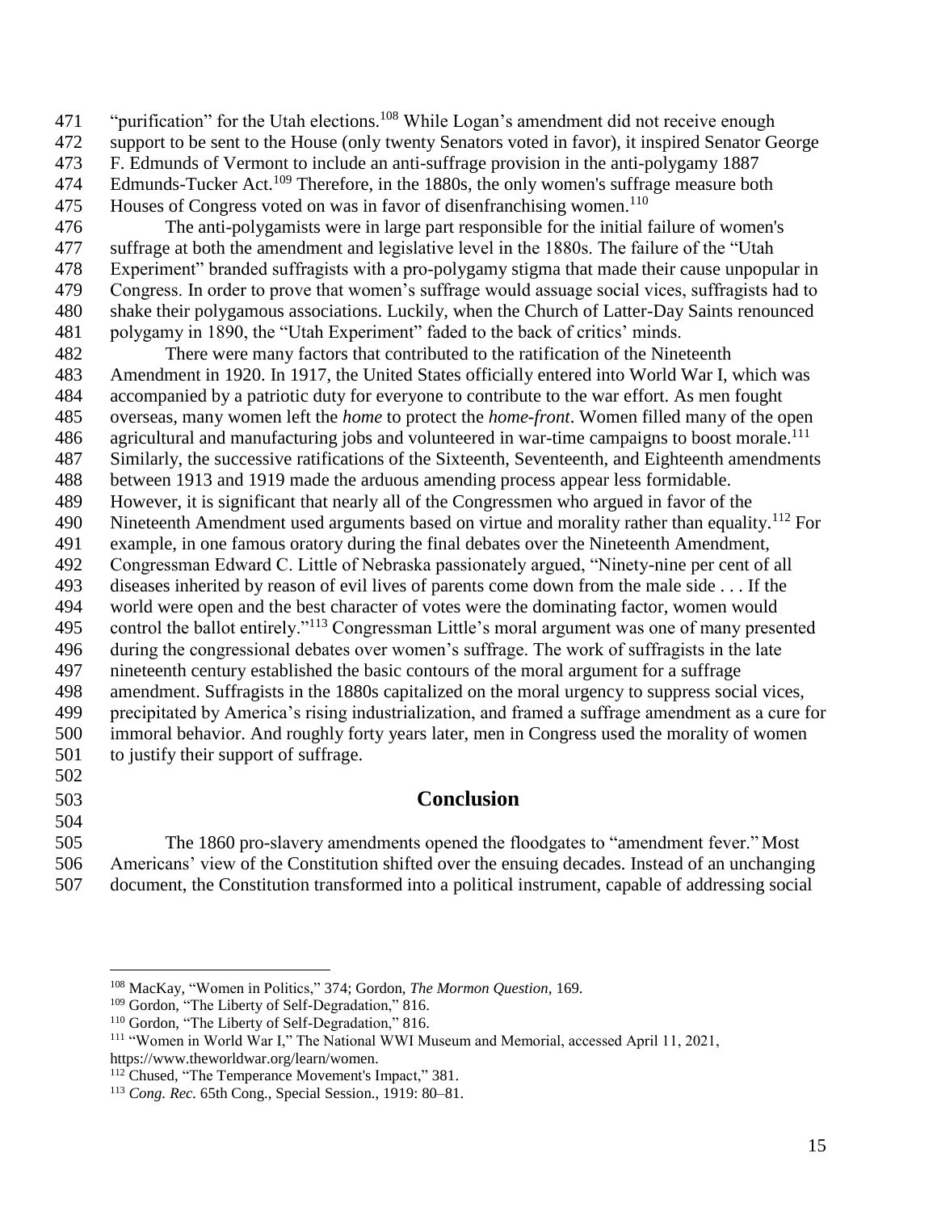"purification" for the Utah elections.[108] While Logan's amendment did not receive enough support to be sent to the House (only twenty Senators voted in favor), it inspired Senator George F. Edmunds of Vermont to include an anti-suffrage provision in the anti-polygamy 1887 Edmunds-Tucker Act.[109] Therefore, in the 1880s, the only women's suffrage measure both Houses of Congress voted on was in favor of disenfranchising women.[110]

The anti-polygamists were in large part responsible for the initial failure of women's suffrage at both the amendment and legislative level in the 1880s. The failure of the "Utah Experiment" branded suffragists with a pro-polygamy stigma that made their cause unpopular in Congress. In order to prove that women's suffrage would assuage social vices, suffragists had to shake their polygamous associations. Luckily, when the Church of Latter-Day Saints renounced polygamy in 1890, the "Utah Experiment" faded to the back of critics' minds.

There were many factors that contributed to the ratification of the Nineteenth Amendment in 1920. In 1917, the United States officially entered into World War I, which was accompanied by a patriotic duty for everyone to contribute to the war effort. As men fought overseas, many women left the *home* to protect the *home-front*. Women filled many of the open agricultural and manufacturing jobs and volunteered in war-time campaigns to boost morale.[111] Similarly, the successive ratifications of the Sixteenth, Seventeenth, and Eighteenth amendments between 1913 and 1919 made the arduous amending process appear less formidable. However, it is significant that nearly all of the Congressmen who argued in favor of the Nineteenth Amendment used arguments based on virtue and morality rather than equality.[112] For example, in one famous oratory during the final debates over the Nineteenth Amendment, Congressman Edward C. Little of Nebraska passionately argued, "Ninety-nine per cent of all diseases inherited by reason of evil lives of parents come down from the male side . . . If the world were open and the best character of votes were the dominating factor, women would control the ballot entirely."[113] Congressman Little's moral argument was one of many presented during the congressional debates over women's suffrage. The work of suffragists in the late nineteenth century established the basic contours of the moral argument for a suffrage amendment. Suffragists in the 1880s capitalized on the moral urgency to suppress social vices, precipitated by America's rising industrialization, and framed a suffrage amendment as a cure for immoral behavior. And roughly forty years later, men in Congress used the morality of women to justify their support of suffrage.

## Conclusion

The 1860 pro-slavery amendments opened the floodgates to "amendment fever." Most Americans' view of the Constitution shifted over the ensuing decades. Instead of an unchanging document, the Constitution transformed into a political instrument, capable of addressing social

---

[108] MacKay, "Women in Politics," 374; Gordon, *The Mormon Question*, 169.

[109] Gordon, "The Liberty of Self-Degradation," 816.

[110] Gordon, "The Liberty of Self-Degradation," 816.

[111] "Women in World War I," The National WWI Museum and Memorial, accessed April 11, 2021, https://www.theworldwar.org/learn/women.

[112] Chused, "The Temperance Movement's Impact," 381.

[113] *Cong. Rec.* 65th Cong., Special Session., 1919: 80–81.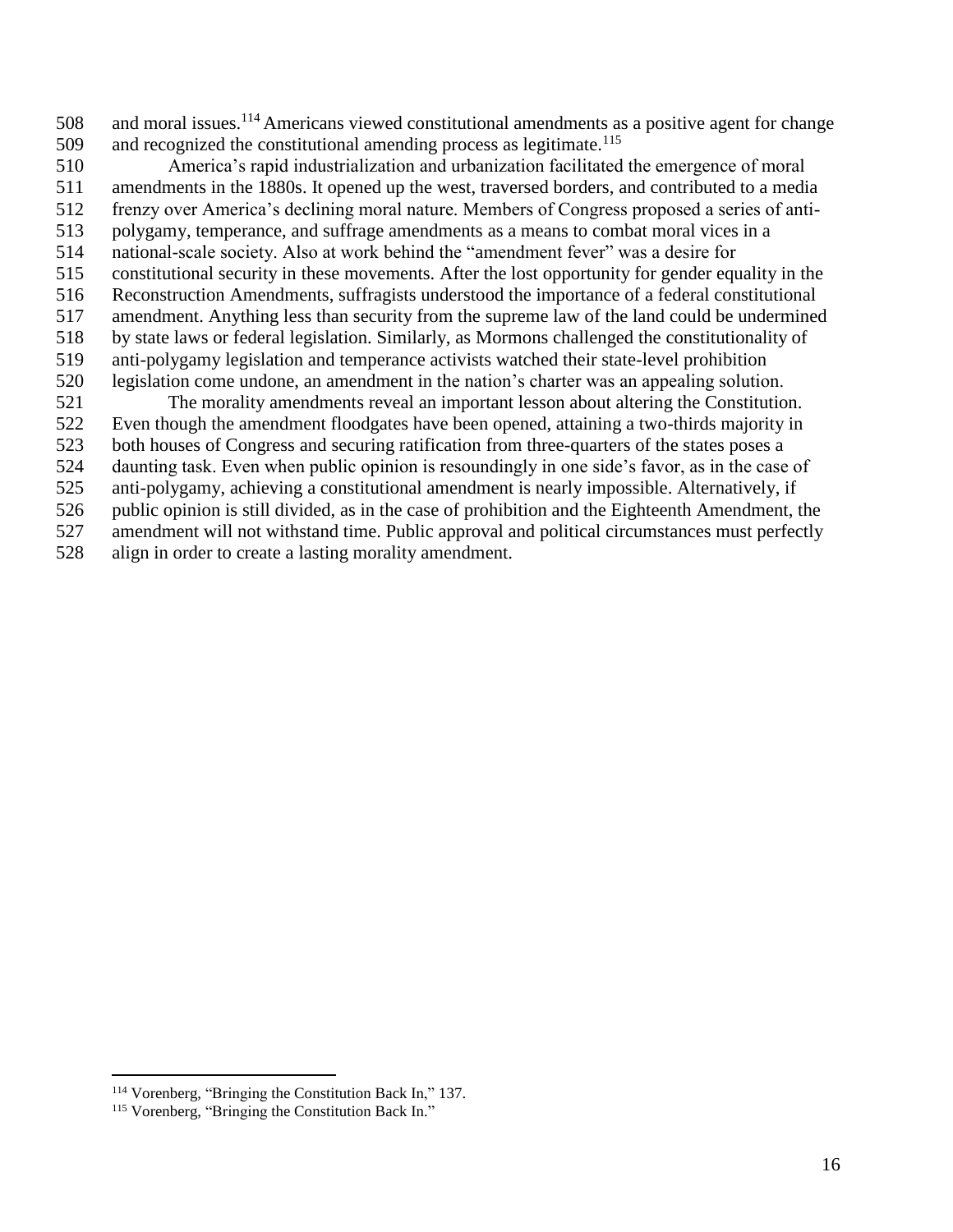and moral issues.[114] Americans viewed constitutional amendments as a positive agent for change and recognized the constitutional amending process as legitimate.[115]

America's rapid industrialization and urbanization facilitated the emergence of moral amendments in the 1880s. It opened up the west, traversed borders, and contributed to a media frenzy over America's declining moral nature. Members of Congress proposed a series of anti-polygamy, temperance, and suffrage amendments as a means to combat moral vices in a national-scale society. Also at work behind the "amendment fever" was a desire for constitutional security in these movements. After the lost opportunity for gender equality in the Reconstruction Amendments, suffragists understood the importance of a federal constitutional amendment. Anything less than security from the supreme law of the land could be undermined by state laws or federal legislation. Similarly, as Mormons challenged the constitutionality of anti-polygamy legislation and temperance activists watched their state-level prohibition legislation come undone, an amendment in the nation's charter was an appealing solution.

The morality amendments reveal an important lesson about altering the Constitution. Even though the amendment floodgates have been opened, attaining a two-thirds majority in both houses of Congress and securing ratification from three-quarters of the states poses a daunting task. Even when public opinion is resoundingly in one side's favor, as in the case of anti-polygamy, achieving a constitutional amendment is nearly impossible. Alternatively, if public opinion is still divided, as in the case of prohibition and the Eighteenth Amendment, the amendment will not withstand time. Public approval and political circumstances must perfectly align in order to create a lasting morality amendment.

---

[114] Vorenberg, "Bringing the Constitution Back In," 137.

[115] Vorenberg, "Bringing the Constitution Back In."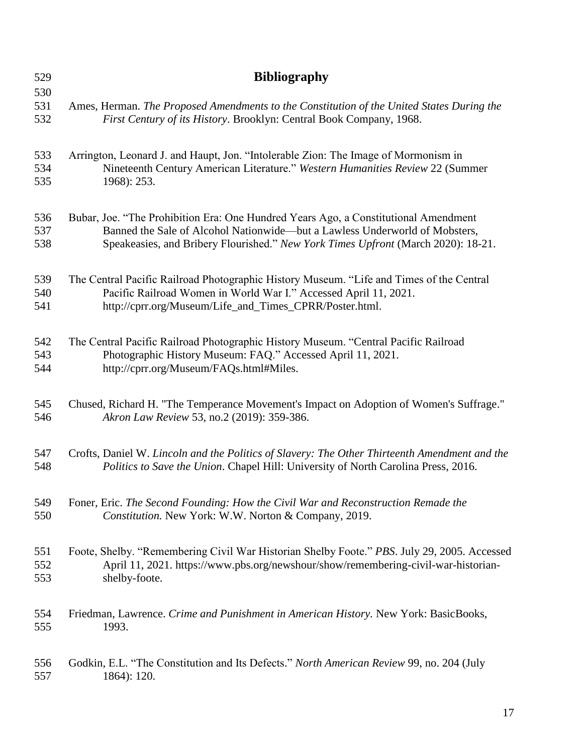# Bibliography

Ames, Herman. *The Proposed Amendments to the Constitution of the United States During the First Century of its History*. Brooklyn: Central Book Company, 1968.

Arrington, Leonard J. and Haupt, Jon. "Intolerable Zion: The Image of Mormonism in Nineteenth Century American Literature." *Western Humanities Review* 22 (Summer 1968): 253.

Bubar, Joe. "The Prohibition Era: One Hundred Years Ago, a Constitutional Amendment Banned the Sale of Alcohol Nationwide—but a Lawless Underworld of Mobsters, Speakeasies, and Bribery Flourished." *New York Times Upfront* (March 2020): 18-21.

The Central Pacific Railroad Photographic History Museum. "Life and Times of the Central Pacific Railroad Women in World War I." Accessed April 11, 2021. http://cprr.org/Museum/Life_and_Times_CPRR/Poster.html.

The Central Pacific Railroad Photographic History Museum. "Central Pacific Railroad Photographic History Museum: FAQ." Accessed April 11, 2021. http://cprr.org/Museum/FAQs.html#Miles.

Chused, Richard H. "The Temperance Movement's Impact on Adoption of Women's Suffrage." *Akron Law Review* 53, no.2 (2019): 359-386.

Crofts, Daniel W. *Lincoln and the Politics of Slavery: The Other Thirteenth Amendment and the Politics to Save the Union*. Chapel Hill: University of North Carolina Press, 2016.

Foner, Eric. *The Second Founding: How the Civil War and Reconstruction Remade the Constitution.* New York: W.W. Norton & Company, 2019.

Foote, Shelby. "Remembering Civil War Historian Shelby Foote." *PBS*. July 29, 2005. Accessed April 11, 2021. https://www.pbs.org/newshour/show/remembering-civil-war-historian-shelby-foote.

Friedman, Lawrence. *Crime and Punishment in American History.* New York: BasicBooks, 1993.

Godkin, E.L. "The Constitution and Its Defects." *North American Review* 99, no. 204 (July 1864): 120.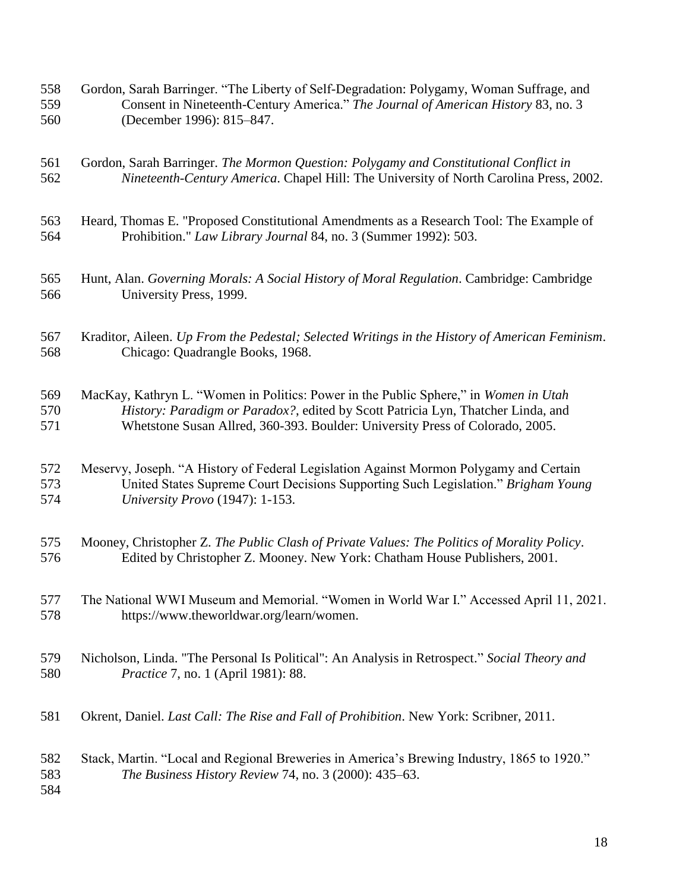Gordon, Sarah Barringer. “The Liberty of Self-Degradation: Polygamy, Woman Suffrage, and Consent in Nineteenth-Century America.” *The Journal of American History* 83, no. 3 (December 1996): 815–847.

Gordon, Sarah Barringer. *The Mormon Question: Polygamy and Constitutional Conflict in Nineteenth-Century America*. Chapel Hill: The University of North Carolina Press, 2002.

Heard, Thomas E. "Proposed Constitutional Amendments as a Research Tool: The Example of Prohibition." *Law Library Journal* 84, no. 3 (Summer 1992): 503.

Hunt, Alan. *Governing Morals: A Social History of Moral Regulation*. Cambridge: Cambridge University Press, 1999.

Kraditor, Aileen. *Up From the Pedestal; Selected Writings in the History of American Feminism*. Chicago: Quadrangle Books, 1968.

MacKay, Kathryn L. “Women in Politics: Power in the Public Sphere,” in *Women in Utah History: Paradigm or Paradox?*, edited by Scott Patricia Lyn, Thatcher Linda, and Whetstone Susan Allred, 360-393. Boulder: University Press of Colorado, 2005.

Meservy, Joseph. “A History of Federal Legislation Against Mormon Polygamy and Certain United States Supreme Court Decisions Supporting Such Legislation.” *Brigham Young University Provo* (1947): 1-153.

Mooney, Christopher Z. *The Public Clash of Private Values: The Politics of Morality Policy*. Edited by Christopher Z. Mooney. New York: Chatham House Publishers, 2001.

The National WWI Museum and Memorial. “Women in World War I.” Accessed April 11, 2021. https://www.theworldwar.org/learn/women.

Nicholson, Linda. "The Personal Is Political": An Analysis in Retrospect.” *Social Theory and Practice* 7, no. 1 (April 1981): 88.

Okrent, Daniel. *Last Call: The Rise and Fall of Prohibition*. New York: Scribner, 2011.

Stack, Martin. “Local and Regional Breweries in America’s Brewing Industry, 1865 to 1920.” *The Business History Review* 74, no. 3 (2000): 435–63.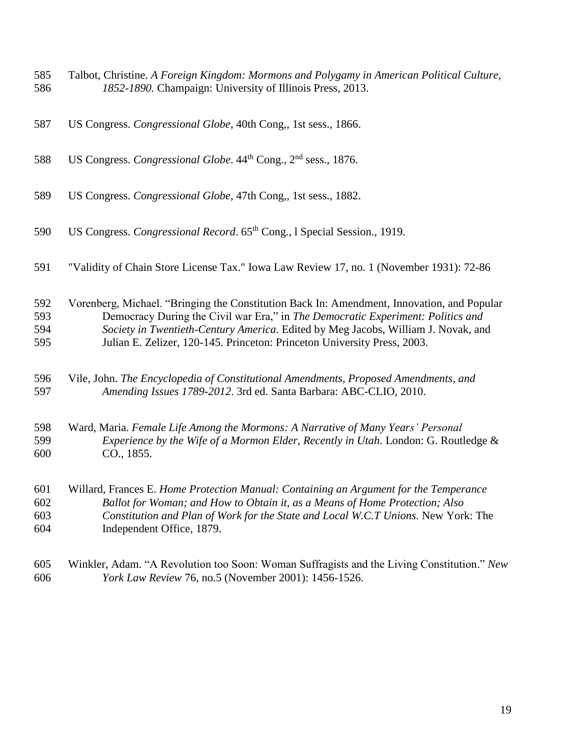Talbot, Christine. *A Foreign Kingdom: Mormons and Polygamy in American Political Culture, 1852-1890.* Champaign: University of Illinois Press, 2013.

US Congress. *Congressional Globe*, 40th Cong,, 1st sess., 1866.

US Congress. *Congressional Globe*. 44th Cong., 2nd sess., 1876.

US Congress. *Congressional Globe*, 47th Cong,, 1st sess., 1882.

US Congress. *Congressional Record*. 65th Cong., l Special Session., 1919.

"Validity of Chain Store License Tax." Iowa Law Review 17, no. 1 (November 1931): 72-86

Vorenberg, Michael. "Bringing the Constitution Back In: Amendment, Innovation, and Popular Democracy During the Civil war Era," in *The Democratic Experiment: Politics and Society in Twentieth-Century America*. Edited by Meg Jacobs, William J. Novak, and Julian E. Zelizer, 120-145. Princeton: Princeton University Press, 2003.

Vile, John. *The Encyclopedia of Constitutional Amendments, Proposed Amendments, and Amending Issues 1789-2012*. 3rd ed. Santa Barbara: ABC-CLIO, 2010.

Ward, Maria. *Female Life Among the Mormons: A Narrative of Many Years' Personal Experience by the Wife of a Mormon Elder, Recently in Utah.* London: G. Routledge & CO., 1855.

Willard, Frances E. *Home Protection Manual: Containing an Argument for the Temperance Ballot for Woman; and How to Obtain it, as a Means of Home Protection; Also Constitution and Plan of Work for the State and Local W.C.T Unions*. New York: The Independent Office, 1879.

Winkler, Adam. "A Revolution too Soon: Woman Suffragists and the Living Constitution." *New York Law Review* 76, no.5 (November 2001): 1456-1526.